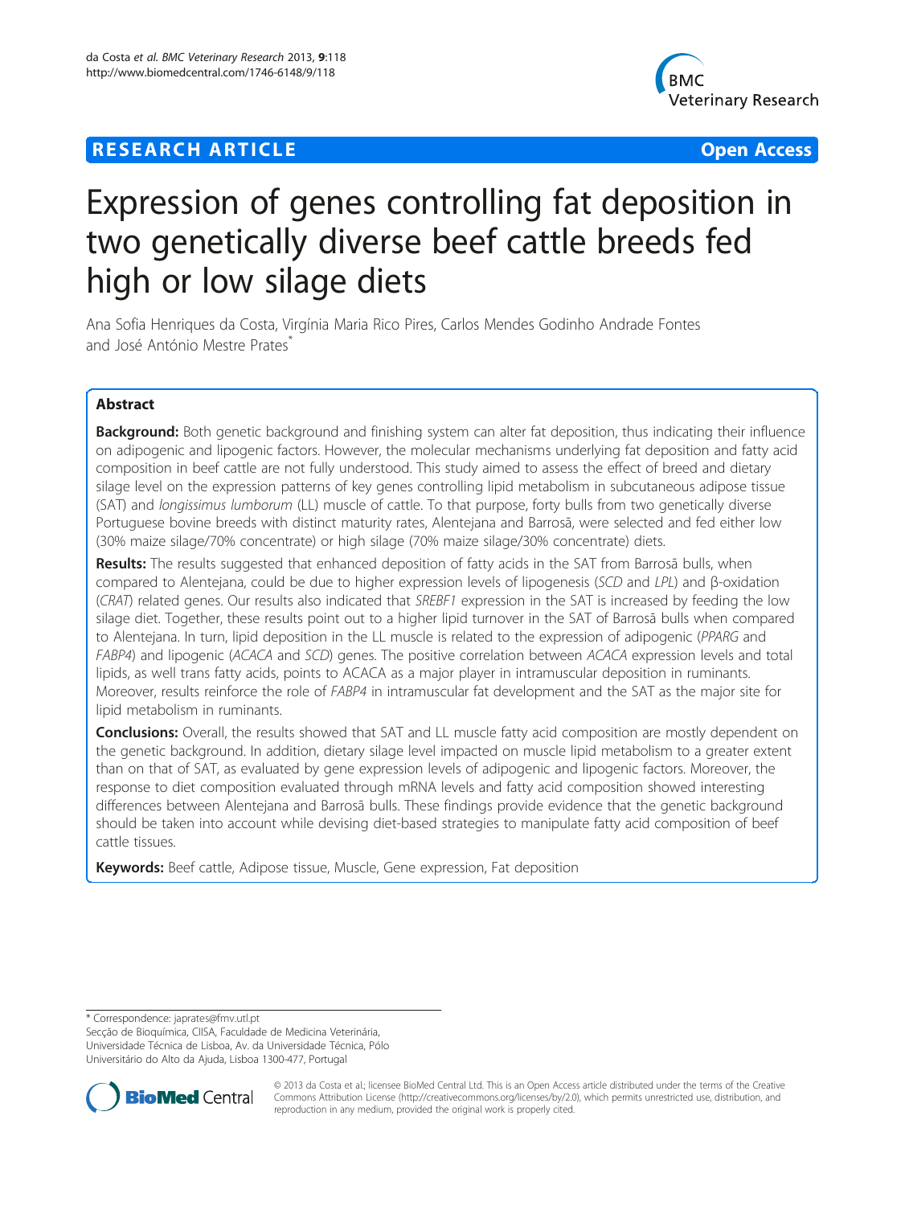RESEARCH ARTICLE Open Access

# Expression of genes controlling fat deposition in two genetically diverse beef cattle breeds fed high or low silage diets

Ana Sofia Henriques da Costa, Virgínia Maria Rico Pires, Carlos Mendes Godinho Andrade Fontes and José António Mestre Prates*

## Abstract

**Background:** Both genetic background and finishing system can alter fat deposition, thus indicating their influence on adipogenic and lipogenic factors. However, the molecular mechanisms underlying fat deposition and fatty acid composition in beef cattle are not fully understood. This study aimed to assess the effect of breed and dietary silage level on the expression patterns of key genes controlling lipid metabolism in subcutaneous adipose tissue (SAT) and *longissimus lumborum* (LL) muscle of cattle. To that purpose, forty bulls from two genetically diverse Portuguese bovine breeds with distinct maturity rates, Alentejana and Barrosã, were selected and fed either low (30% maize silage/70% concentrate) or high silage (70% maize silage/30% concentrate) diets.

**Results:** The results suggested that enhanced deposition of fatty acids in the SAT from Barrosã bulls, when compared to Alentejana, could be due to higher expression levels of lipogenesis (*SCD* and *LPL*) and β-oxidation (*CRAT*) related genes. Our results also indicated that *SREBF1* expression in the SAT is increased by feeding the low silage diet. Together, these results point out to a higher lipid turnover in the SAT of Barrosã bulls when compared to Alentejana. In turn, lipid deposition in the LL muscle is related to the expression of adipogenic (*PPARG* and *FABP4*) and lipogenic (*ACACA* and *SCD*) genes. The positive correlation between *ACACA* expression levels and total lipids, as well trans fatty acids, points to ACACA as a major player in intramuscular deposition in ruminants. Moreover, results reinforce the role of *FABP4* in intramuscular fat development and the SAT as the major site for lipid metabolism in ruminants.

**Conclusions:** Overall, the results showed that SAT and LL muscle fatty acid composition are mostly dependent on the genetic background. In addition, dietary silage level impacted on muscle lipid metabolism to a greater extent than on that of SAT, as evaluated by gene expression levels of adipogenic and lipogenic factors. Moreover, the response to diet composition evaluated through mRNA levels and fatty acid composition showed interesting differences between Alentejana and Barrosã bulls. These findings provide evidence that the genetic background should be taken into account while devising diet-based strategies to manipulate fatty acid composition of beef cattle tissues.

**Keywords:** Beef cattle, Adipose tissue, Muscle, Gene expression, Fat deposition

* Correspondence: japrates@fmv.utl.pt
Secção de Bioquímica, CIISA, Faculdade de Medicina Veterinária, Universidade Técnica de Lisboa, Av. da Universidade Técnica, Pólo Universitário do Alto da Ajuda, Lisboa 1300-477, Portugal

© 2013 da Costa et al.; licensee BioMed Central Ltd. This is an Open Access article distributed under the terms of the Creative Commons Attribution License (http://creativecommons.org/licenses/by/2.0), which permits unrestricted use, distribution, and reproduction in any medium, provided the original work is properly cited.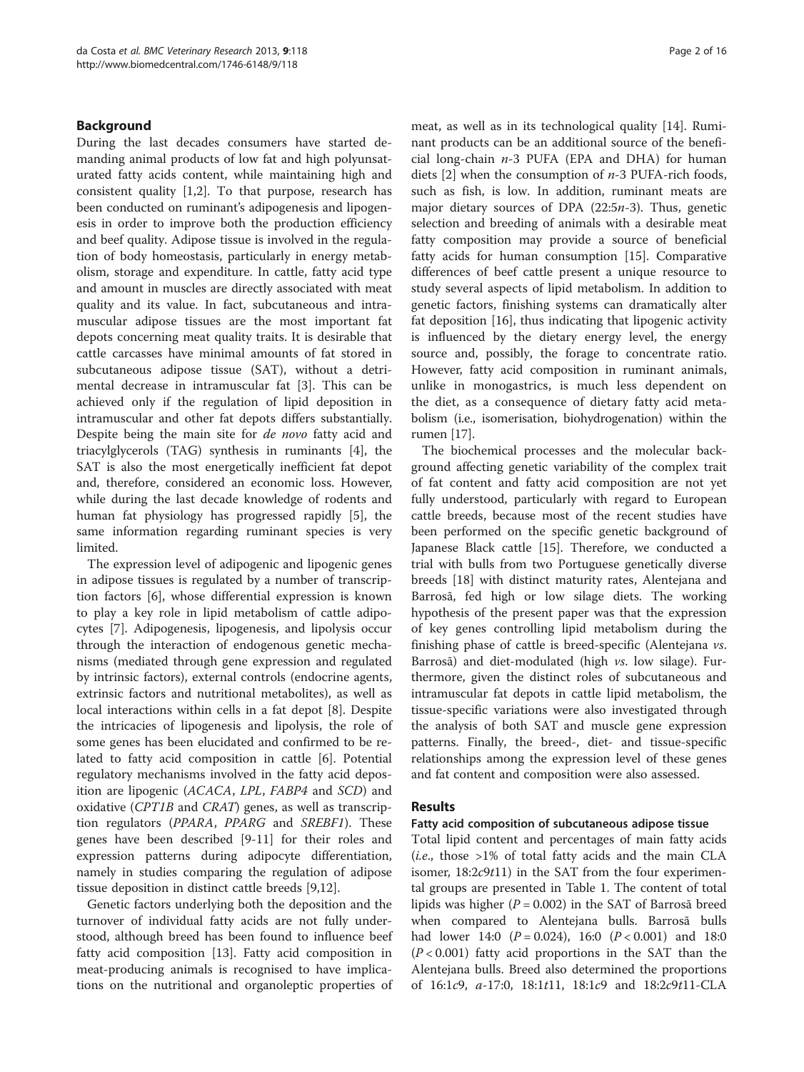## Background

During the last decades consumers have started demanding animal products of low fat and high polyunsaturated fatty acids content, while maintaining high and consistent quality [1,2]. To that purpose, research has been conducted on ruminant's adipogenesis and lipogenesis in order to improve both the production efficiency and beef quality. Adipose tissue is involved in the regulation of body homeostasis, particularly in energy metabolism, storage and expenditure. In cattle, fatty acid type and amount in muscles are directly associated with meat quality and its value. In fact, subcutaneous and intramuscular adipose tissues are the most important fat depots concerning meat quality traits. It is desirable that cattle carcasses have minimal amounts of fat stored in subcutaneous adipose tissue (SAT), without a detrimental decrease in intramuscular fat [3]. This can be achieved only if the regulation of lipid deposition in intramuscular and other fat depots differs substantially. Despite being the main site for *de novo* fatty acid and triacylglycerols (TAG) synthesis in ruminants [4], the SAT is also the most energetically inefficient fat depot and, therefore, considered an economic loss. However, while during the last decade knowledge of rodents and human fat physiology has progressed rapidly [5], the same information regarding ruminant species is very limited.

The expression level of adipogenic and lipogenic genes in adipose tissues is regulated by a number of transcription factors [6], whose differential expression is known to play a key role in lipid metabolism of cattle adipocytes [7]. Adipogenesis, lipogenesis, and lipolysis occur through the interaction of endogenous genetic mechanisms (mediated through gene expression and regulated by intrinsic factors), external controls (endocrine agents, extrinsic factors and nutritional metabolites), as well as local interactions within cells in a fat depot [8]. Despite the intricacies of lipogenesis and lipolysis, the role of some genes has been elucidated and confirmed to be related to fatty acid composition in cattle [6]. Potential regulatory mechanisms involved in the fatty acid deposition are lipogenic (*ACACA*, *LPL*, *FABP4* and *SCD*) and oxidative (*CPT1B* and *CRAT*) genes, as well as transcription regulators (*PPARA*, *PPARG* and *SREBF1*). These genes have been described [9-11] for their roles and expression patterns during adipocyte differentiation, namely in studies comparing the regulation of adipose tissue deposition in distinct cattle breeds [9,12].

Genetic factors underlying both the deposition and the turnover of individual fatty acids are not fully understood, although breed has been found to influence beef fatty acid composition [13]. Fatty acid composition in meat-producing animals is recognised to have implications on the nutritional and organoleptic properties of meat, as well as in its technological quality [14]. Ruminant products can be an additional source of the beneficial long-chain *n*-3 PUFA (EPA and DHA) for human diets [2] when the consumption of *n*-3 PUFA-rich foods, such as fish, is low. In addition, ruminant meats are major dietary sources of DPA (22:5*n*-3). Thus, genetic selection and breeding of animals with a desirable meat fatty composition may provide a source of beneficial fatty acids for human consumption [15]. Comparative differences of beef cattle present a unique resource to study several aspects of lipid metabolism. In addition to genetic factors, finishing systems can dramatically alter fat deposition [16], thus indicating that lipogenic activity is influenced by the dietary energy level, the energy source and, possibly, the forage to concentrate ratio. However, fatty acid composition in ruminant animals, unlike in monogastrics, is much less dependent on the diet, as a consequence of dietary fatty acid metabolism (i.e., isomerisation, biohydrogenation) within the rumen [17].

The biochemical processes and the molecular background affecting genetic variability of the complex trait of fat content and fatty acid composition are not yet fully understood, particularly with regard to European cattle breeds, because most of the recent studies have been performed on the specific genetic background of Japanese Black cattle [15]. Therefore, we conducted a trial with bulls from two Portuguese genetically diverse breeds [18] with distinct maturity rates, Alentejana and Barrosã, fed high or low silage diets. The working hypothesis of the present paper was that the expression of key genes controlling lipid metabolism during the finishing phase of cattle is breed-specific (Alentejana *vs.* Barrosã) and diet-modulated (high *vs.* low silage). Furthermore, given the distinct roles of subcutaneous and intramuscular fat depots in cattle lipid metabolism, the tissue-specific variations were also investigated through the analysis of both SAT and muscle gene expression patterns. Finally, the breed-, diet- and tissue-specific relationships among the expression level of these genes and fat content and composition were also assessed.

## Results

### Fatty acid composition of subcutaneous adipose tissue

Total lipid content and percentages of main fatty acids (*i.e.*, those >1% of total fatty acids and the main CLA isomer, 18:2*c*9*t*11) in the SAT from the four experimental groups are presented in Table 1. The content of total lipids was higher ($P = 0.002$) in the SAT of Barrosã breed when compared to Alentejana bulls. Barrosã bulls had lower 14:0 ($P = 0.024$), 16:0 ($P < 0.001$) and 18:0 ($P < 0.001$) fatty acid proportions in the SAT than the Alentejana bulls. Breed also determined the proportions of 16:1*c*9, *a*-17:0, 18:1*t*11, 18:1*c*9 and 18:2*c*9*t*11-CLA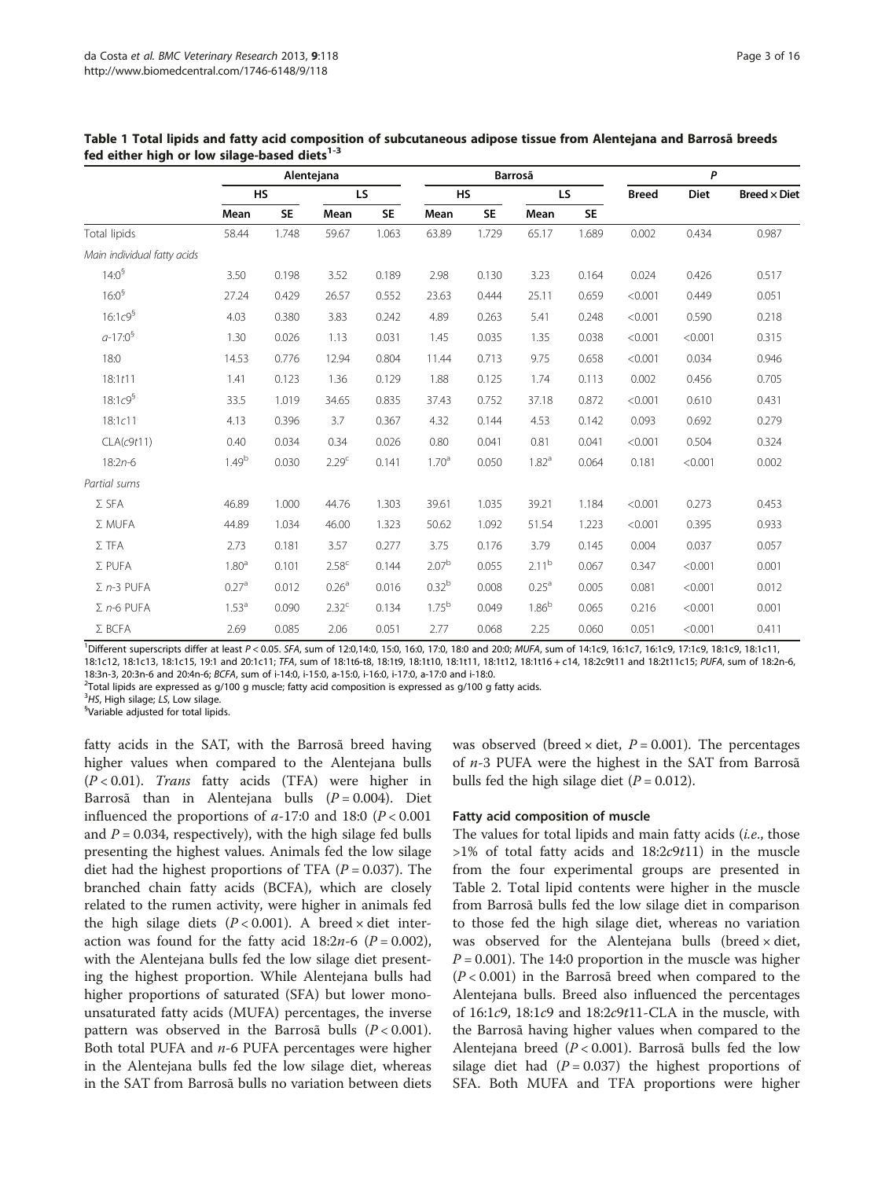**Table 1 Total lipids and fatty acid composition of subcutaneous adipose tissue from Alentejana and Barrosã breeds fed either high or low silage-based diets[1-3]**

| | Alentejana | | | | Barrosã | | | | *P* | | |
|---|---|---|---|---|---|---|---|---|---|---|---|
| | HS | | LS | | HS | | LS | | Breed | Diet | Breed × Diet |
| | Mean | SE | Mean | SE | Mean | SE | Mean | SE | | | |
| Total lipids | 58.44 | 1.748 | 59.67 | 1.063 | 63.89 | 1.729 | 65.17 | 1.689 | 0.002 | 0.434 | 0.987 |
| *Main individual fatty acids* | | | | | | | | | | | |
| 14:0[§] | 3.50 | 0.198 | 3.52 | 0.189 | 2.98 | 0.130 | 3.23 | 0.164 | 0.024 | 0.426 | 0.517 |
| 16:0[§] | 27.24 | 0.429 | 26.57 | 0.552 | 23.63 | 0.444 | 25.11 | 0.659 | <0.001 | 0.449 | 0.051 |
| 16:1*c*9[§] | 4.03 | 0.380 | 3.83 | 0.242 | 4.89 | 0.263 | 5.41 | 0.248 | <0.001 | 0.590 | 0.218 |
| *a*-17:0[§] | 1.30 | 0.026 | 1.13 | 0.031 | 1.45 | 0.035 | 1.35 | 0.038 | <0.001 | <0.001 | 0.315 |
| 18:0 | 14.53 | 0.776 | 12.94 | 0.804 | 11.44 | 0.713 | 9.75 | 0.658 | <0.001 | 0.034 | 0.946 |
| 18:1*t*11 | 1.41 | 0.123 | 1.36 | 0.129 | 1.88 | 0.125 | 1.74 | 0.113 | 0.002 | 0.456 | 0.705 |
| 18:1*c*9[§] | 33.5 | 1.019 | 34.65 | 0.835 | 37.43 | 0.752 | 37.18 | 0.872 | <0.001 | 0.610 | 0.431 |
| 18:1c11 | 4.13 | 0.396 | 3.7 | 0.367 | 4.32 | 0.144 | 4.53 | 0.142 | 0.093 | 0.692 | 0.279 |
| CLA(*c*9*t*11) | 0.40 | 0.034 | 0.34 | 0.026 | 0.80 | 0.041 | 0.81 | 0.041 | <0.001 | 0.504 | 0.324 |
| 18:2*n*-6 | 1.49[b] | 0.030 | 2.29[c] | 0.141 | 1.70[a] | 0.050 | 1.82[a] | 0.064 | 0.181 | <0.001 | 0.002 |
| *Partial sums* | | | | | | | | | | | |
| Σ SFA | 46.89 | 1.000 | 44.76 | 1.303 | 39.61 | 1.035 | 39.21 | 1.184 | <0.001 | 0.273 | 0.453 |
| Σ MUFA | 44.89 | 1.034 | 46.00 | 1.323 | 50.62 | 1.092 | 51.54 | 1.223 | <0.001 | 0.395 | 0.933 |
| Σ TFA | 2.73 | 0.181 | 3.57 | 0.277 | 3.75 | 0.176 | 3.79 | 0.145 | 0.004 | 0.037 | 0.057 |
| Σ PUFA | 1.80[a] | 0.101 | 2.58[c] | 0.144 | 2.07[b] | 0.055 | 2.11[b] | 0.067 | 0.347 | <0.001 | 0.001 |
| Σ *n*-3 PUFA | 0.27[a] | 0.012 | 0.26[a] | 0.016 | 0.32[b] | 0.008 | 0.25[a] | 0.005 | 0.081 | <0.001 | 0.012 |
| Σ *n*-6 PUFA | 1.53[a] | 0.090 | 2.32[c] | 0.134 | 1.75[b] | 0.049 | 1.86[b] | 0.065 | 0.216 | <0.001 | 0.001 |
| Σ BCFA | 2.69 | 0.085 | 2.06 | 0.051 | 2.77 | 0.068 | 2.25 | 0.060 | 0.051 | <0.001 | 0.411 |

[1]Different superscripts differ at least $P < 0.05$. *SFA*, sum of 12:0,14:0, 15:0, 16:0, 17:0, 18:0 and 20:0; *MUFA*, sum of 14:1c9, 16:1c7, 16:1c9, 17:1c9, 18:1c9, 18:1c11, 18:1c12, 18:1c13, 18:1c15, 19:1 and 20:1c11; *TFA*, sum of 18:1t6-t8, 18:1t9, 18:1t10, 18:1t11, 18:1t12, 18:1t16 + c14, 18:2c9t11 and 18:2t11c15; *PUFA*, sum of 18:2n-6, 18:3n-3, 20:3n-6 and 20:4n-6; *BCFA*, sum of i-14:0, i-15:0, a-15:0, i-16:0, i-17:0, a-17:0 and i-18:0.
[2]Total lipids are expressed as g/100 g muscle; fatty acid composition is expressed as g/100 g fatty acids.
[3]*HS*, High silage; *LS*, Low silage.
[§]Variable adjusted for total lipids.

fatty acids in the SAT, with the Barrosã breed having higher values when compared to the Alentejana bulls ($P < 0.01$). *Trans* fatty acids (TFA) were higher in Barrosã than in Alentejana bulls ($P = 0.004$). Diet influenced the proportions of *a*-17:0 and 18:0 ($P < 0.001$ and $P = 0.034$, respectively), with the high silage fed bulls presenting the highest values. Animals fed the low silage diet had the highest proportions of TFA ($P = 0.037$). The branched chain fatty acids (BCFA), which are closely related to the rumen activity, were higher in animals fed the high silage diets ($P < 0.001$). A breed × diet interaction was found for the fatty acid 18:2*n*-6 ($P = 0.002$), with the Alentejana bulls fed the low silage diet presenting the highest proportion. While Alentejana bulls had higher proportions of saturated (SFA) but lower monounsaturated fatty acids (MUFA) percentages, the inverse pattern was observed in the Barrosã bulls ($P < 0.001$). Both total PUFA and *n*-6 PUFA percentages were higher in the Alentejana bulls fed the low silage diet, whereas in the SAT from Barrosã bulls no variation between diets was observed (breed × diet, $P = 0.001$). The percentages of *n*-3 PUFA were the highest in the SAT from Barrosã bulls fed the high silage diet ($P = 0.012$).

#### Fatty acid composition of muscle

The values for total lipids and main fatty acids (*i.e.*, those >1% of total fatty acids and 18:2*c*9*t*11) in the muscle from the four experimental groups are presented in Table 2. Total lipid contents were higher in the muscle from Barrosã bulls fed the low silage diet in comparison to those fed the high silage diet, whereas no variation was observed for the Alentejana bulls (breed × diet, $P = 0.001$). The 14:0 proportion in the muscle was higher ($P < 0.001$) in the Barrosã breed when compared to the Alentejana bulls. Breed also influenced the percentages of 16:1*c*9, 18:1*c*9 and 18:2*c*9*t*11-CLA in the muscle, with the Barrosã having higher values when compared to the Alentejana breed ($P < 0.001$). Barrosã bulls fed the low silage diet had ($P = 0.037$) the highest proportions of SFA. Both MUFA and TFA proportions were higher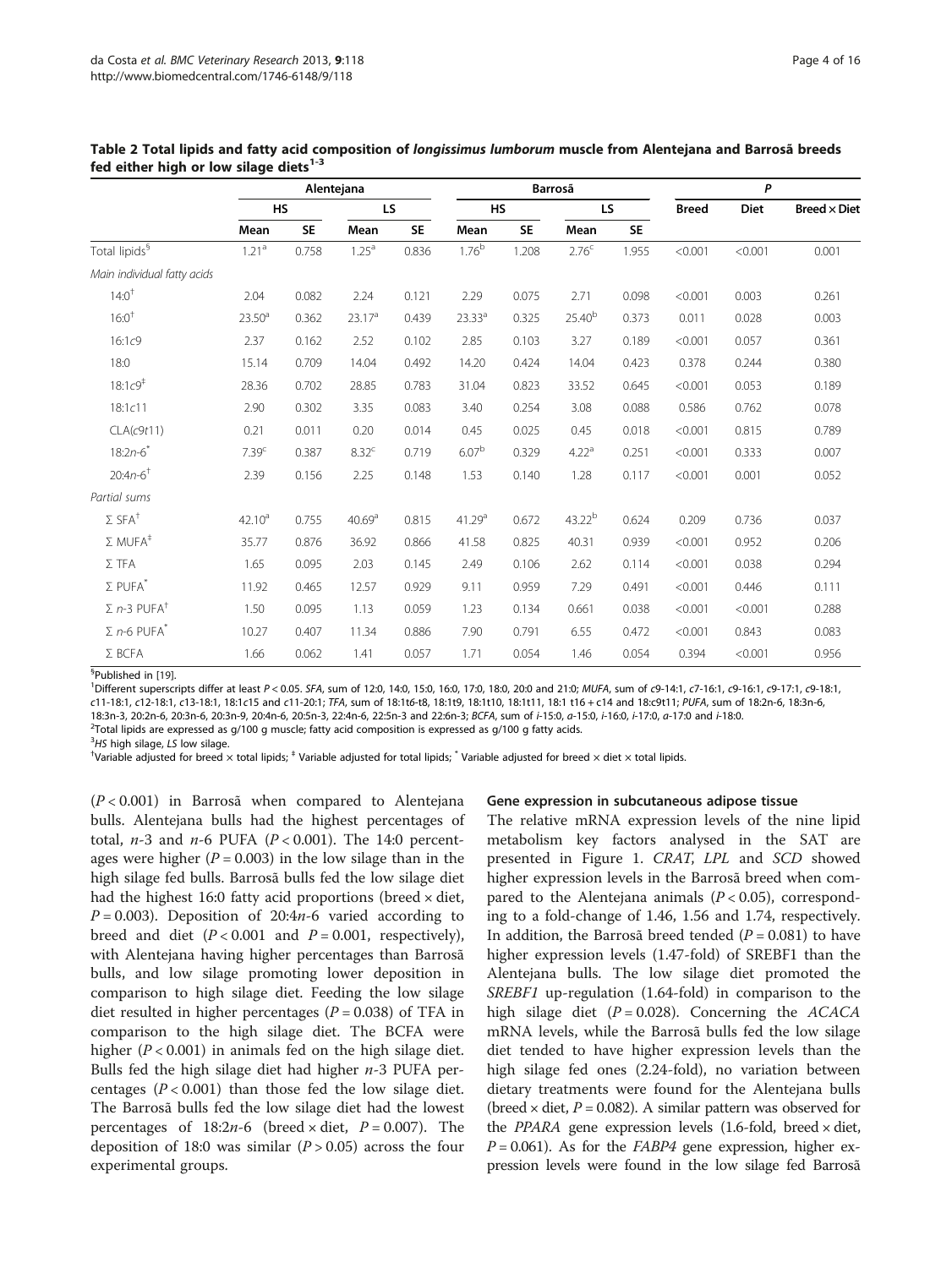**Table 2 Total lipids and fatty acid composition of *longissimus lumborum* muscle from Alentejana and Barrosã breeds fed either high or low silage diets[1-3]**

| | Alentejana | | | | Barrosã | | | | P | | |
|---|---|---|---|---|---|---|---|---|---|---|---|
| | HS | | LS | | HS | | LS | | Breed | Diet | Breed × Diet |
| | Mean | SE | Mean | SE | Mean | SE | Mean | SE | | | |
| Total lipids[§] | 1.21[a] | 0.758 | 1.25[a] | 0.836 | 1.76[b] | 1.208 | 2.76[c] | 1.955 | <0.001 | <0.001 | 0.001 |
| *Main individual fatty acids* | | | | | | | | | | | |
| 14:0[†] | 2.04 | 0.082 | 2.24 | 0.121 | 2.29 | 0.075 | 2.71 | 0.098 | <0.001 | 0.003 | 0.261 |
| 16:0[†] | 23.50[a] | 0.362 | 23.17[a] | 0.439 | 23.33[a] | 0.325 | 25.40[b] | 0.373 | 0.011 | 0.028 | 0.003 |
| 16:1*c*9 | 2.37 | 0.162 | 2.52 | 0.102 | 2.85 | 0.103 | 3.27 | 0.189 | <0.001 | 0.057 | 0.361 |
| 18:0 | 15.14 | 0.709 | 14.04 | 0.492 | 14.20 | 0.424 | 14.04 | 0.423 | 0.378 | 0.244 | 0.380 |
| 18:1*c*9[‡] | 28.36 | 0.702 | 28.85 | 0.783 | 31.04 | 0.823 | 33.52 | 0.645 | <0.001 | 0.053 | 0.189 |
| 18:1*c*11 | 2.90 | 0.302 | 3.35 | 0.083 | 3.40 | 0.254 | 3.08 | 0.088 | 0.586 | 0.762 | 0.078 |
| CLA(*c*9*t*11) | 0.21 | 0.011 | 0.20 | 0.014 | 0.45 | 0.025 | 0.45 | 0.018 | <0.001 | 0.815 | 0.789 |
| 18:2*n*-6[*] | 7.39[c] | 0.387 | 8.32[c] | 0.719 | 6.07[b] | 0.329 | 4.22[a] | 0.251 | <0.001 | 0.333 | 0.007 |
| 20:4*n*-6[†] | 2.39 | 0.156 | 2.25 | 0.148 | 1.53 | 0.140 | 1.28 | 0.117 | <0.001 | 0.001 | 0.052 |
| *Partial sums* | | | | | | | | | | | |
| Σ SFA[†] | 42.10[a] | 0.755 | 40.69[a] | 0.815 | 41.29[a] | 0.672 | 43.22[b] | 0.624 | 0.209 | 0.736 | 0.037 |
| Σ MUFA[‡] | 35.77 | 0.876 | 36.92 | 0.866 | 41.58 | 0.825 | 40.31 | 0.939 | <0.001 | 0.952 | 0.206 |
| Σ TFA | 1.65 | 0.095 | 2.03 | 0.145 | 2.49 | 0.106 | 2.62 | 0.114 | <0.001 | 0.038 | 0.294 |
| Σ PUFA[*] | 11.92 | 0.465 | 12.57 | 0.929 | 9.11 | 0.959 | 7.29 | 0.491 | <0.001 | 0.446 | 0.111 |
| Σ *n*-3 PUFA[†] | 1.50 | 0.095 | 1.13 | 0.059 | 1.23 | 0.134 | 0.661 | 0.038 | <0.001 | <0.001 | 0.288 |
| Σ *n*-6 PUFA[*] | 10.27 | 0.407 | 11.34 | 0.886 | 7.90 | 0.791 | 6.55 | 0.472 | <0.001 | 0.843 | 0.083 |
| Σ BCFA | 1.66 | 0.062 | 1.41 | 0.057 | 1.71 | 0.054 | 1.46 | 0.054 | 0.394 | <0.001 | 0.956 |

[§]Published in [19].

[1]Different superscripts differ at least $P < 0.05$. *SFA*, sum of 12:0, 14:0, 15:0, 16:0, 17:0, 18:0, 20:0 and 21:0; *MUFA*, sum of *c*9-14:1, *c*7-16:1, *c*9-16:1, *c*9-17:1, *c*9-18:1, *c*11-18:1, *c*12-18:1, *c*13-18:1, 18:1*c*15 and *c*11-20:1; *TFA*, sum of 18:1*t*6-*t*8, 18:1*t*9, 18:1*t*10, 18:1*t*11, 18:1 *t*16 + *c*14 and 18:*c*9*t*11; *PUFA*, sum of 18:2n-6, 18:3n-6, 18:3n-3, 20:2n-6, 20:3n-6, 20:3n-9, 20:4n-6, 20:5n-3, 22:4n-6, 22:5n-3 and 22:6n-3; *BCFA*, sum of *i*-15:0, *a*-15:0, *i*-16:0, *i*-17:0, *a*-17:0 and *i*-18:0.

[2]Total lipids are expressed as g/100 g muscle; fatty acid composition is expressed as g/100 g fatty acids.

[3]*HS* high silage, *LS* low silage.

[†]Variable adjusted for breed × total lipids; [‡] Variable adjusted for total lipids; [*] Variable adjusted for breed × diet × total lipids.

($P < 0.001$) in Barrosã when compared to Alentejana bulls. Alentejana bulls had the highest percentages of total, *n*-3 and *n*-6 PUFA ($P < 0.001$). The 14:0 percentages were higher ($P = 0.003$) in the low silage than in the high silage fed bulls. Barrosã bulls fed the low silage diet had the highest 16:0 fatty acid proportions (breed × diet, $P = 0.003$). Deposition of 20:4*n*-6 varied according to breed and diet ($P < 0.001$ and $P = 0.001$, respectively), with Alentejana having higher percentages than Barrosã bulls, and low silage promoting lower deposition in comparison to high silage diet. Feeding the low silage diet resulted in higher percentages ($P = 0.038$) of TFA in comparison to the high silage diet. The BCFA were higher ($P < 0.001$) in animals fed on the high silage diet. Bulls fed the high silage diet had higher *n*-3 PUFA percentages ($P < 0.001$) than those fed the low silage diet. The Barrosã bulls fed the low silage diet had the lowest percentages of 18:2*n*-6 (breed × diet, $P = 0.007$). The deposition of 18:0 was similar ($P > 0.05$) across the four experimental groups.

### Gene expression in subcutaneous adipose tissue

The relative mRNA expression levels of the nine lipid metabolism key factors analysed in the SAT are presented in Figure 1. *CRAT*, *LPL* and *SCD* showed higher expression levels in the Barrosã breed when compared to the Alentejana animals ($P < 0.05$), corresponding to a fold-change of 1.46, 1.56 and 1.74, respectively. In addition, the Barrosã breed tended ($P = 0.081$) to have higher expression levels (1.47-fold) of SREBF1 than the Alentejana bulls. The low silage diet promoted the *SREBF1* up-regulation (1.64-fold) in comparison to the high silage diet ($P = 0.028$). Concerning the *ACACA* mRNA levels, while the Barrosã bulls fed the low silage diet tended to have higher expression levels than the high silage fed ones (2.24-fold), no variation between dietary treatments were found for the Alentejana bulls (breed × diet, $P = 0.082$). A similar pattern was observed for the *PPARA* gene expression levels (1.6-fold, breed × diet, $P = 0.061$). As for the *FABP4* gene expression, higher expression levels were found in the low silage fed Barrosã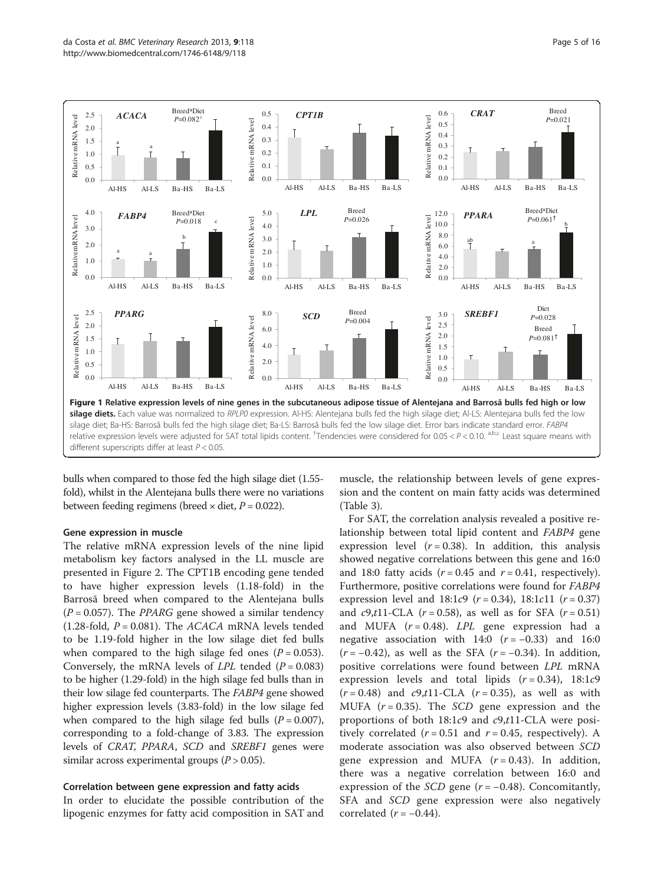Figure 1 Relative expression levels of nine genes in the subcutaneous adipose tissue of Alentejana and Barrosã bulls fed high or low silage diets. Each value was normalized to *RPLP0* expression. Al-HS: Alentejana bulls fed the high silage diet; Al-LS: Alentejana bulls fed the low silage diet; Ba-HS: Barrosã bulls fed the high silage diet; Ba-LS: Barrosã bulls fed the low silage diet. Error bars indicate standard error. *FABP4* relative expression levels were adjusted for SAT total lipids content. [†]Tendencies were considered for $0.05 < P < 0.10$. [a,b,c] Least square means with different superscripts differ at least $P < 0.05$.

bulls when compared to those fed the high silage diet (1.55-fold), whilst in the Alentejana bulls there were no variations between feeding regimens (breed × diet, $P = 0.022$).

### Gene expression in muscle

The relative mRNA expression levels of the nine lipid metabolism key factors analysed in the LL muscle are presented in Figure 2. The CPT1B encoding gene tended to have higher expression levels (1.18-fold) in the Barrosã breed when compared to the Alentejana bulls ($P = 0.057$). The *PPARG* gene showed a similar tendency (1.28-fold, $P = 0.081$). The *ACACA* mRNA levels tended to be 1.19-fold higher in the low silage diet fed bulls when compared to the high silage fed ones ($P = 0.053$). Conversely, the mRNA levels of *LPL* tended ($P = 0.083$) to be higher (1.29-fold) in the high silage fed bulls than in their low silage fed counterparts. The *FABP4* gene showed higher expression levels (3.83-fold) in the low silage fed when compared to the high silage fed bulls ($P = 0.007$), corresponding to a fold-change of 3.83. The expression levels of *CRAT*, *PPARA*, *SCD* and *SREBF1* genes were similar across experimental groups ($P > 0.05$).

### Correlation between gene expression and fatty acids

In order to elucidate the possible contribution of the lipogenic enzymes for fatty acid composition in SAT and muscle, the relationship between levels of gene expression and the content on main fatty acids was determined (Table 3).

For SAT, the correlation analysis revealed a positive relationship between total lipid content and *FABP4* gene expression level ($r = 0.38$). In addition, this analysis showed negative correlations between this gene and 16:0 and 18:0 fatty acids ($r = 0.45$ and $r = 0.41$, respectively). Furthermore, positive correlations were found for *FABP4* expression level and 18:1*c*9 ($r = 0.34$), 18:1*c*11 ($r = 0.37$) and *c*9,*t*11-CLA ($r = 0.58$), as well as for SFA ($r = 0.51$) and MUFA ($r = 0.48$). *LPL* gene expression had a negative association with 14:0 ($r = -0.33$) and 16:0 ($r = -0.42$), as well as the SFA ($r = -0.34$). In addition, positive correlations were found between *LPL* mRNA expression levels and total lipids ($r = 0.34$), 18:1*c*9 ($r = 0.48$) and *c*9,*t*11-CLA ($r = 0.35$), as well as with MUFA ($r = 0.35$). The *SCD* gene expression and the proportions of both 18:1*c*9 and *c*9,*t*11-CLA were positively correlated ($r = 0.51$ and $r = 0.45$, respectively). A moderate association was also observed between *SCD* gene expression and MUFA ($r = 0.43$). In addition, there was a negative correlation between 16:0 and expression of the *SCD* gene ($r = -0.48$). Concomitantly, SFA and *SCD* gene expression were also negatively correlated ($r = -0.44$).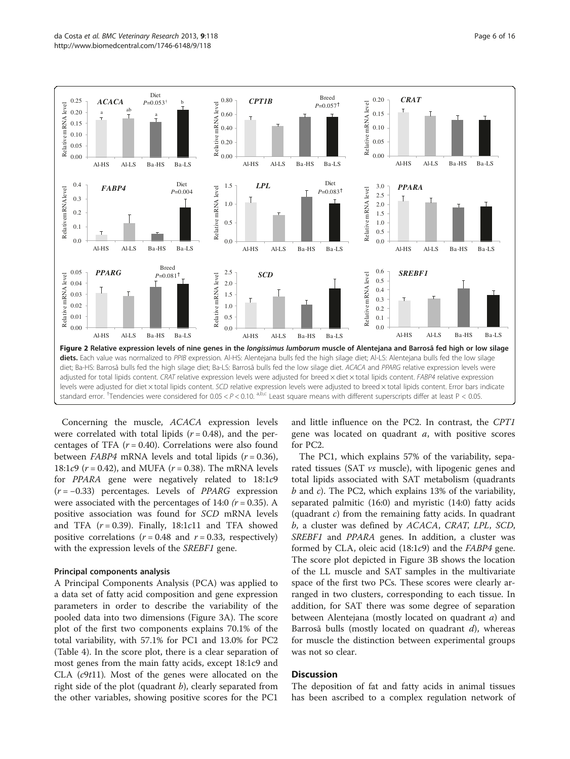**Figure 2 Relative expression levels of nine genes in the *longissimus lumborum* muscle of Alentejana and Barrosã fed high or low silage diets.** Each value was normalized to *PPIB* expression. Al-HS: Alentejana bulls fed the high silage diet; Al-LS: Alentejana bulls fed the low silage diet; Ba-HS: Barrosã bulls fed the high silage diet; Ba-LS: Barrosã bulls fed the low silage diet. *ACACA* and *PPARG* relative expression levels were adjusted for total lipids content. *CRAT* relative expression levels were adjusted for breed × diet × total lipids content. *FABP4* relative expression levels were adjusted for diet × total lipids content. *SCD* relative expression levels were adjusted to breed × total lipids content. Error bars indicate standard error. †Tendencies were considered for $0.05 < P < 0.10$. [a,b,c] Least square means with different superscripts differ at least $P < 0.05$.

Concerning the muscle, *ACACA* expression levels were correlated with total lipids ($r = 0.48$), and the percentages of TFA ($r = 0.40$). Correlations were also found between *FABP4* mRNA levels and total lipids ($r = 0.36$), 18:1*c*9 ($r = 0.42$), and MUFA ($r = 0.38$). The mRNA levels for *PPARA* gene were negatively related to 18:1*c*9 ($r = -0.33$) percentages. Levels of *PPARG* expression were associated with the percentages of 14:0 ($r = 0.35$). A positive association was found for *SCD* mRNA levels and TFA ($r = 0.39$). Finally, 18:1*c*11 and TFA showed positive correlations ($r = 0.48$ and $r = 0.33$, respectively) with the expression levels of the *SREBF1* gene.

#### Principal components analysis

A Principal Components Analysis (PCA) was applied to a data set of fatty acid composition and gene expression parameters in order to describe the variability of the pooled data into two dimensions (Figure 3A). The score plot of the first two components explains 70.1% of the total variability, with 57.1% for PC1 and 13.0% for PC2 (Table 4). In the score plot, there is a clear separation of most genes from the main fatty acids, except 18:1c9 and CLA (*c*9*t*11). Most of the genes were allocated on the right side of the plot (quadrant *b*), clearly separated from the other variables, showing positive scores for the PC1 and little influence on the PC2. In contrast, the *CPT1* gene was located on quadrant *a*, with positive scores for PC2.

The PC1, which explains 57% of the variability, separated tissues (SAT *vs* muscle), with lipogenic genes and total lipids associated with SAT metabolism (quadrants *b* and *c*). The PC2, which explains 13% of the variability, separated palmitic (16:0) and myristic (14:0) fatty acids (quadrant *c*) from the remaining fatty acids. In quadrant *b*, a cluster was defined by *ACACA*, *CRAT*, *LPL*, *SCD*, *SREBF1* and *PPARA* genes. In addition, a cluster was formed by CLA, oleic acid (18:1*c*9) and the *FABP4* gene. The score plot depicted in Figure 3B shows the location of the LL muscle and SAT samples in the multivariate space of the first two PCs. These scores were clearly arranged in two clusters, corresponding to each tissue. In addition, for SAT there was some degree of separation between Alentejana (mostly located on quadrant *a*) and Barrosã bulls (mostly located on quadrant *d*), whereas for muscle the distinction between experimental groups was not so clear.

## Discussion

The deposition of fat and fatty acids in animal tissues has been ascribed to a complex regulation network of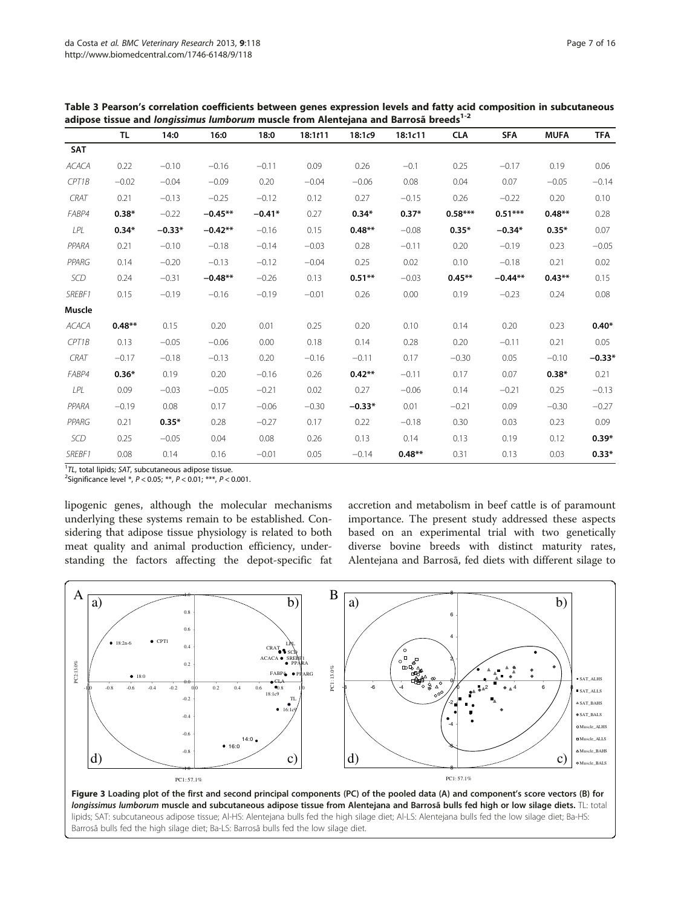**Table 3 Pearson's correlation coefficients between genes expression levels and fatty acid composition in subcutaneous adipose tissue and *longissimus lumborum* muscle from Alentejana and Barrosã breeds[1-2]**

| | TL | 14:0 | 16:0 | 18:0 | 18:1*t*11 | 18:1*c*9 | 18:1*c*11 | CLA | SFA | MUFA | TFA |
|---|---|---|---|---|---|---|---|---|---|---|---|
| **SAT** | | | | | | | | | | | |
| *ACACA* | 0.22 | −0.10 | −0.16 | −0.11 | 0.09 | 0.26 | −0.1 | 0.25 | −0.17 | 0.19 | 0.06 |
| *CPT1B* | −0.02 | −0.04 | −0.09 | 0.20 | −0.04 | −0.06 | 0.08 | 0.04 | 0.07 | −0.05 | −0.14 |
| *CRAT* | 0.21 | −0.13 | −0.25 | −0.12 | 0.12 | 0.27 | −0.15 | 0.26 | −0.22 | 0.20 | 0.10 |
| *FABP4* | **0.38*** | −0.22 | **−0.45**** | **−0.41*** | 0.27 | **0.34*** | **0.37*** | **0.58***** | **0.51***** | **0.48**** | 0.28 |
| *LPL* | **0.34*** | **−0.33*** | **−0.42**** | −0.16 | 0.15 | **0.48**** | −0.08 | **0.35*** | **−0.34*** | **0.35*** | 0.07 |
| *PPARA* | 0.21 | −0.10 | −0.18 | −0.14 | −0.03 | 0.28 | −0.11 | 0.20 | −0.19 | 0.23 | −0.05 |
| *PPARG* | 0.14 | −0.20 | −0.13 | −0.12 | −0.04 | 0.25 | 0.02 | 0.10 | −0.18 | 0.21 | 0.02 |
| *SCD* | 0.24 | −0.31 | **−0.48**** | −0.26 | 0.13 | **0.51**** | −0.03 | **0.45**** | **−0.44**** | **0.43**** | 0.15 |
| *SREBF1* | 0.15 | −0.19 | −0.16 | −0.19 | −0.01 | 0.26 | 0.00 | 0.19 | −0.23 | 0.24 | 0.08 |
| **Muscle** | | | | | | | | | | | |
| *ACACA* | **0.48**** | 0.15 | 0.20 | 0.01 | 0.25 | 0.20 | 0.10 | 0.14 | 0.20 | 0.23 | **0.40*** |
| *CPT1B* | 0.13 | −0.05 | −0.06 | 0.00 | 0.18 | 0.14 | 0.28 | 0.20 | −0.11 | 0.21 | 0.05 |
| *CRAT* | −0.17 | −0.18 | −0.13 | 0.20 | −0.16 | −0.11 | 0.17 | −0.30 | 0.05 | −0.10 | **−0.33*** |
| *FABP4* | **0.36*** | 0.19 | 0.20 | −0.16 | 0.26 | **0.42**** | −0.11 | 0.17 | 0.07 | **0.38*** | 0.21 |
| *LPL* | 0.09 | −0.03 | −0.05 | −0.21 | 0.02 | 0.27 | −0.06 | 0.14 | −0.21 | 0.25 | −0.13 |
| *PPARA* | −0.19 | 0.08 | 0.17 | −0.06 | −0.30 | **−0.33*** | 0.01 | −0.21 | 0.09 | −0.30 | −0.27 |
| *PPARG* | 0.21 | **0.35*** | 0.28 | −0.27 | 0.17 | 0.22 | −0.18 | 0.30 | 0.03 | 0.23 | 0.09 |
| *SCD* | 0.25 | −0.05 | 0.04 | 0.08 | 0.26 | 0.13 | 0.14 | 0.13 | 0.19 | 0.12 | **0.39*** |
| *SREBF1* | 0.08 | 0.14 | 0.16 | −0.01 | 0.05 | −0.14 | **0.48**** | 0.31 | 0.13 | 0.03 | **0.33*** |

[1]*TL*, total lipids; *SAT*, subcutaneous adipose tissue.
[2]Significance level *, $P < 0.05$; **, $P < 0.01$; ***, $P < 0.001$.

lipogenic genes, although the molecular mechanisms underlying these systems remain to be established. Considering that adipose tissue physiology is related to both meat quality and animal production efficiency, understanding the factors affecting the depot-specific fat accretion and metabolism in beef cattle is of paramount importance. The present study addressed these aspects based on an experimental trial with two genetically diverse bovine breeds with distinct maturity rates, Alentejana and Barrosã, fed diets with different silage to

**Figure 3 Loading plot of the first and second principal components (PC) of the pooled data (A) and component's score vectors (B) for *longissimus lumborum* muscle and subcutaneous adipose tissue from Alentejana and Barrosã bulls fed high or low silage diets.** TL: total lipids; SAT: subcutaneous adipose tissue; Al-HS: Alentejana bulls fed the high silage diet; Al-LS: Alentejana bulls fed the low silage diet; Ba-HS: Barrosã bulls fed the high silage diet; Ba-LS: Barrosã bulls fed the low silage diet.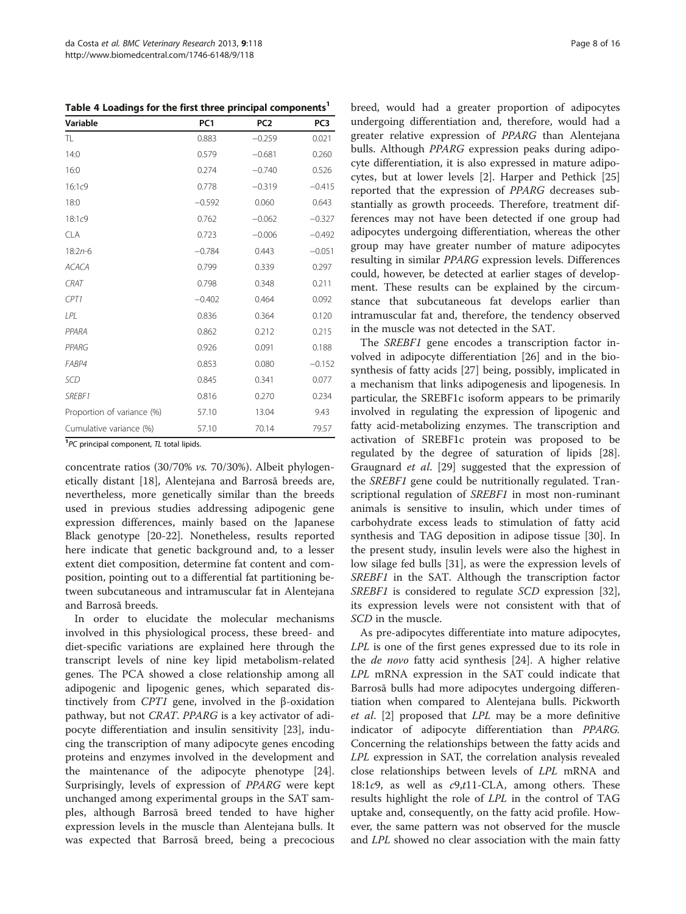**Table 4 Loadings for the first three principal components[1]**

| Variable | PC1 | PC2 | PC3 |
|---|---|---|---|
| TL | 0.883 | −0.259 | 0.021 |
| 14:0 | 0.579 | −0.681 | 0.260 |
| 16:0 | 0.274 | −0.740 | 0.526 |
| 16:1*c*9 | 0.778 | −0.319 | −0.415 |
| 18:0 | −0.592 | 0.060 | 0.643 |
| 18:1*c*9 | 0.762 | −0.062 | −0.327 |
| CLA | 0.723 | −0.006 | −0.492 |
| 18:2*n*-6 | −0.784 | 0.443 | −0.051 |
| *ACACA* | 0.799 | 0.339 | 0.297 |
| *CRAT* | 0.798 | 0.348 | 0.211 |
| *CPT1* | −0.402 | 0.464 | 0.092 |
| *LPL* | 0.836 | 0.364 | 0.120 |
| *PPARA* | 0.862 | 0.212 | 0.215 |
| *PPARG* | 0.926 | 0.091 | 0.188 |
| *FABP4* | 0.853 | 0.080 | −0.152 |
| *SCD* | 0.845 | 0.341 | 0.077 |
| *SREBF1* | 0.816 | 0.270 | 0.234 |
| Proportion of variance (%) | 57.10 | 13.04 | 9.43 |
| Cumulative variance (%) | 57.10 | 70.14 | 79.57 |

[1]*PC* principal component, *TL* total lipids.

concentrate ratios (30/70% *vs.* 70/30%). Albeit phylogenetically distant [18], Alentejana and Barrosã breeds are, nevertheless, more genetically similar than the breeds used in previous studies addressing adipogenic gene expression differences, mainly based on the Japanese Black genotype [20-22]. Nonetheless, results reported here indicate that genetic background and, to a lesser extent diet composition, determine fat content and composition, pointing out to a differential fat partitioning between subcutaneous and intramuscular fat in Alentejana and Barrosã breeds.

In order to elucidate the molecular mechanisms involved in this physiological process, these breed- and diet-specific variations are explained here through the transcript levels of nine key lipid metabolism-related genes. The PCA showed a close relationship among all adipogenic and lipogenic genes, which separated distinctively from *CPT1* gene, involved in the β-oxidation pathway, but not *CRAT*. *PPARG* is a key activator of adipocyte differentiation and insulin sensitivity [23], inducing the transcription of many adipocyte genes encoding proteins and enzymes involved in the development and the maintenance of the adipocyte phenotype [24]. Surprisingly, levels of expression of *PPARG* were kept unchanged among experimental groups in the SAT samples, although Barrosã breed tended to have higher expression levels in the muscle than Alentejana bulls. It was expected that Barrosã breed, being a precocious breed, would had a greater proportion of adipocytes undergoing differentiation and, therefore, would had a greater relative expression of *PPARG* than Alentejana bulls. Although *PPARG* expression peaks during adipocyte differentiation, it is also expressed in mature adipocytes, but at lower levels [2]. Harper and Pethick [25] reported that the expression of *PPARG* decreases substantially as growth proceeds. Therefore, treatment differences may not have been detected if one group had adipocytes undergoing differentiation, whereas the other group may have greater number of mature adipocytes resulting in similar *PPARG* expression levels. Differences could, however, be detected at earlier stages of development. These results can be explained by the circumstance that subcutaneous fat develops earlier than intramuscular fat and, therefore, the tendency observed in the muscle was not detected in the SAT.

The *SREBF1* gene encodes a transcription factor involved in adipocyte differentiation [26] and in the biosynthesis of fatty acids [27] being, possibly, implicated in a mechanism that links adipogenesis and lipogenesis. In particular, the SREBF1c isoform appears to be primarily involved in regulating the expression of lipogenic and fatty acid-metabolizing enzymes. The transcription and activation of SREBF1c protein was proposed to be regulated by the degree of saturation of lipids [28]. Graugnard *et al*. [29] suggested that the expression of the *SREBF1* gene could be nutritionally regulated. Transcriptional regulation of *SREBF1* in most non-ruminant animals is sensitive to insulin, which under times of carbohydrate excess leads to stimulation of fatty acid synthesis and TAG deposition in adipose tissue [30]. In the present study, insulin levels were also the highest in low silage fed bulls [31], as were the expression levels of *SREBF1* in the SAT. Although the transcription factor *SREBF1* is considered to regulate *SCD* expression [32], its expression levels were not consistent with that of *SCD* in the muscle.

As pre-adipocytes differentiate into mature adipocytes, *LPL* is one of the first genes expressed due to its role in the *de novo* fatty acid synthesis [24]. A higher relative *LPL* mRNA expression in the SAT could indicate that Barrosã bulls had more adipocytes undergoing differentiation when compared to Alentejana bulls. Pickworth *et al*. [2] proposed that *LPL* may be a more definitive indicator of adipocyte differentiation than *PPARG*. Concerning the relationships between the fatty acids and *LPL* expression in SAT, the correlation analysis revealed close relationships between levels of *LPL* mRNA and 18:1*c*9, as well as *c*9,*t*11-CLA, among others. These results highlight the role of *LPL* in the control of TAG uptake and, consequently, on the fatty acid profile. However, the same pattern was not observed for the muscle and *LPL* showed no clear association with the main fatty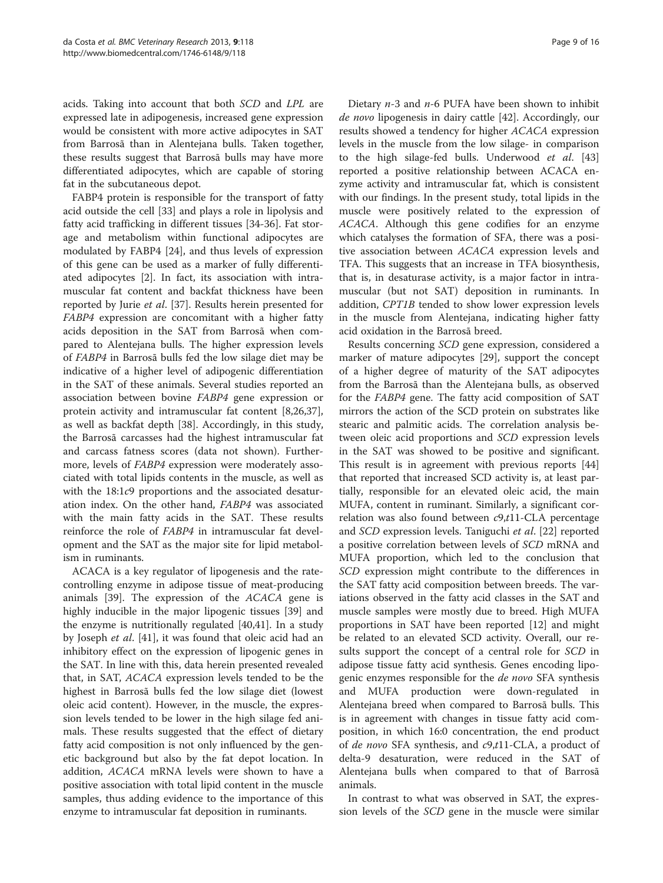acids. Taking into account that both *SCD* and *LPL* are expressed late in adipogenesis, increased gene expression would be consistent with more active adipocytes in SAT from Barrosã than in Alentejana bulls. Taken together, these results suggest that Barrosã bulls may have more differentiated adipocytes, which are capable of storing fat in the subcutaneous depot.

FABP4 protein is responsible for the transport of fatty acid outside the cell [33] and plays a role in lipolysis and fatty acid trafficking in different tissues [34-36]. Fat storage and metabolism within functional adipocytes are modulated by FABP4 [24], and thus levels of expression of this gene can be used as a marker of fully differentiated adipocytes [2]. In fact, its association with intramuscular fat content and backfat thickness have been reported by Jurie *et al*. [37]. Results herein presented for *FABP4* expression are concomitant with a higher fatty acids deposition in the SAT from Barrosã when compared to Alentejana bulls. The higher expression levels of *FABP4* in Barrosã bulls fed the low silage diet may be indicative of a higher level of adipogenic differentiation in the SAT of these animals. Several studies reported an association between bovine *FABP4* gene expression or protein activity and intramuscular fat content [8,26,37], as well as backfat depth [38]. Accordingly, in this study, the Barrosã carcasses had the highest intramuscular fat and carcass fatness scores (data not shown). Furthermore, levels of *FABP4* expression were moderately associated with total lipids contents in the muscle, as well as with the 18:1*c*9 proportions and the associated desaturation index. On the other hand, *FABP4* was associated with the main fatty acids in the SAT. These results reinforce the role of *FABP4* in intramuscular fat development and the SAT as the major site for lipid metabolism in ruminants.

ACACA is a key regulator of lipogenesis and the rate-controlling enzyme in adipose tissue of meat-producing animals [39]. The expression of the *ACACA* gene is highly inducible in the major lipogenic tissues [39] and the enzyme is nutritionally regulated [40,41]. In a study by Joseph *et al*. [41], it was found that oleic acid had an inhibitory effect on the expression of lipogenic genes in the SAT. In line with this, data herein presented revealed that, in SAT, *ACACA* expression levels tended to be the highest in Barrosã bulls fed the low silage diet (lowest oleic acid content). However, in the muscle, the expression levels tended to be lower in the high silage fed animals. These results suggested that the effect of dietary fatty acid composition is not only influenced by the genetic background but also by the fat depot location. In addition, *ACACA* mRNA levels were shown to have a positive association with total lipid content in the muscle samples, thus adding evidence to the importance of this enzyme to intramuscular fat deposition in ruminants.

Dietary *n*-3 and *n*-6 PUFA have been shown to inhibit *de novo* lipogenesis in dairy cattle [42]. Accordingly, our results showed a tendency for higher *ACACA* expression levels in the muscle from the low silage- in comparison to the high silage-fed bulls. Underwood *et al*. [43] reported a positive relationship between ACACA enzyme activity and intramuscular fat, which is consistent with our findings. In the present study, total lipids in the muscle were positively related to the expression of *ACACA*. Although this gene codifies for an enzyme which catalyses the formation of SFA, there was a positive association between *ACACA* expression levels and TFA. This suggests that an increase in TFA biosynthesis, that is, in desaturase activity, is a major factor in intramuscular (but not SAT) deposition in ruminants. In addition, *CPT1B* tended to show lower expression levels in the muscle from Alentejana, indicating higher fatty acid oxidation in the Barrosã breed.

Results concerning *SCD* gene expression, considered a marker of mature adipocytes [29], support the concept of a higher degree of maturity of the SAT adipocytes from the Barrosã than the Alentejana bulls, as observed for the *FABP4* gene. The fatty acid composition of SAT mirrors the action of the SCD protein on substrates like stearic and palmitic acids. The correlation analysis between oleic acid proportions and *SCD* expression levels in the SAT was showed to be positive and significant. This result is in agreement with previous reports [44] that reported that increased SCD activity is, at least partially, responsible for an elevated oleic acid, the main MUFA, content in ruminant. Similarly, a significant correlation was also found between *c*9,*t*11-CLA percentage and *SCD* expression levels. Taniguchi *et al*. [22] reported a positive correlation between levels of *SCD* mRNA and MUFA proportion, which led to the conclusion that *SCD* expression might contribute to the differences in the SAT fatty acid composition between breeds. The variations observed in the fatty acid classes in the SAT and muscle samples were mostly due to breed. High MUFA proportions in SAT have been reported [12] and might be related to an elevated SCD activity. Overall, our results support the concept of a central role for *SCD* in adipose tissue fatty acid synthesis. Genes encoding lipogenic enzymes responsible for the *de novo* SFA synthesis and MUFA production were down-regulated in Alentejana breed when compared to Barrosã bulls. This is in agreement with changes in tissue fatty acid composition, in which 16:0 concentration, the end product of *de novo* SFA synthesis, and *c*9,*t*11-CLA, a product of delta-9 desaturation, were reduced in the SAT of Alentejana bulls when compared to that of Barrosã animals.

In contrast to what was observed in SAT, the expression levels of the *SCD* gene in the muscle were similar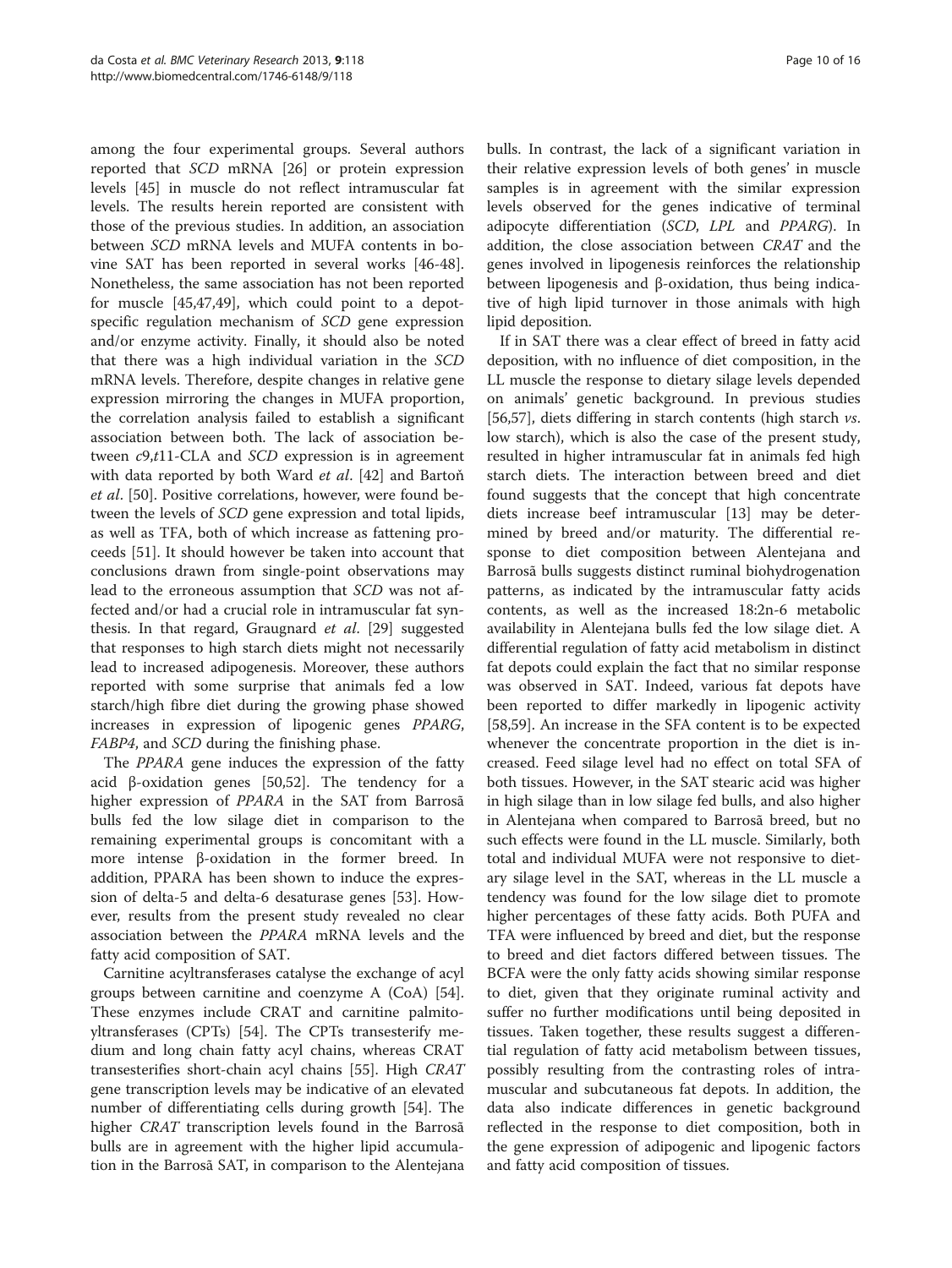among the four experimental groups. Several authors reported that *SCD* mRNA [26] or protein expression levels [45] in muscle do not reflect intramuscular fat levels. The results herein reported are consistent with those of the previous studies. In addition, an association between *SCD* mRNA levels and MUFA contents in bovine SAT has been reported in several works [46-48]. Nonetheless, the same association has not been reported for muscle [45,47,49], which could point to a depot-specific regulation mechanism of *SCD* gene expression and/or enzyme activity. Finally, it should also be noted that there was a high individual variation in the *SCD* mRNA levels. Therefore, despite changes in relative gene expression mirroring the changes in MUFA proportion, the correlation analysis failed to establish a significant association between both. The lack of association between *c*9,*t*11-CLA and *SCD* expression is in agreement with data reported by both Ward *et al*. [42] and Bartoň *et al*. [50]. Positive correlations, however, were found between the levels of *SCD* gene expression and total lipids, as well as TFA, both of which increase as fattening proceeds [51]. It should however be taken into account that conclusions drawn from single-point observations may lead to the erroneous assumption that *SCD* was not affected and/or had a crucial role in intramuscular fat synthesis. In that regard, Graugnard *et al*. [29] suggested that responses to high starch diets might not necessarily lead to increased adipogenesis. Moreover, these authors reported with some surprise that animals fed a low starch/high fibre diet during the growing phase showed increases in expression of lipogenic genes *PPARG*, *FABP4*, and *SCD* during the finishing phase.

The *PPARA* gene induces the expression of the fatty acid β-oxidation genes [50,52]. The tendency for a higher expression of *PPARA* in the SAT from Barrosã bulls fed the low silage diet in comparison to the remaining experimental groups is concomitant with a more intense β-oxidation in the former breed. In addition, PPARA has been shown to induce the expression of delta-5 and delta-6 desaturase genes [53]. However, results from the present study revealed no clear association between the *PPARA* mRNA levels and the fatty acid composition of SAT.

Carnitine acyltransferases catalyse the exchange of acyl groups between carnitine and coenzyme A (CoA) [54]. These enzymes include CRAT and carnitine palmitoyltransferases (CPTs) [54]. The CPTs transesterify medium and long chain fatty acyl chains, whereas CRAT transesterifies short-chain acyl chains [55]. High *CRAT* gene transcription levels may be indicative of an elevated number of differentiating cells during growth [54]. The higher *CRAT* transcription levels found in the Barrosã bulls are in agreement with the higher lipid accumulation in the Barrosã SAT, in comparison to the Alentejana bulls. In contrast, the lack of a significant variation in their relative expression levels of both genes' in muscle samples is in agreement with the similar expression levels observed for the genes indicative of terminal adipocyte differentiation (*SCD*, *LPL* and *PPARG*). In addition, the close association between *CRAT* and the genes involved in lipogenesis reinforces the relationship between lipogenesis and β-oxidation, thus being indicative of high lipid turnover in those animals with high lipid deposition.

If in SAT there was a clear effect of breed in fatty acid deposition, with no influence of diet composition, in the LL muscle the response to dietary silage levels depended on animals' genetic background. In previous studies [56,57], diets differing in starch contents (high starch *vs.* low starch), which is also the case of the present study, resulted in higher intramuscular fat in animals fed high starch diets. The interaction between breed and diet found suggests that the concept that high concentrate diets increase beef intramuscular [13] may be determined by breed and/or maturity. The differential response to diet composition between Alentejana and Barrosã bulls suggests distinct ruminal biohydrogenation patterns, as indicated by the intramuscular fatty acids contents, as well as the increased 18:2n-6 metabolic availability in Alentejana bulls fed the low silage diet. A differential regulation of fatty acid metabolism in distinct fat depots could explain the fact that no similar response was observed in SAT. Indeed, various fat depots have been reported to differ markedly in lipogenic activity [58,59]. An increase in the SFA content is to be expected whenever the concentrate proportion in the diet is increased. Feed silage level had no effect on total SFA of both tissues. However, in the SAT stearic acid was higher in high silage than in low silage fed bulls, and also higher in Alentejana when compared to Barrosã breed, but no such effects were found in the LL muscle. Similarly, both total and individual MUFA were not responsive to dietary silage level in the SAT, whereas in the LL muscle a tendency was found for the low silage diet to promote higher percentages of these fatty acids. Both PUFA and TFA were influenced by breed and diet, but the response to breed and diet factors differed between tissues. The BCFA were the only fatty acids showing similar response to diet, given that they originate ruminal activity and suffer no further modifications until being deposited in tissues. Taken together, these results suggest a differential regulation of fatty acid metabolism between tissues, possibly resulting from the contrasting roles of intramuscular and subcutaneous fat depots. In addition, the data also indicate differences in genetic background reflected in the response to diet composition, both in the gene expression of adipogenic and lipogenic factors and fatty acid composition of tissues.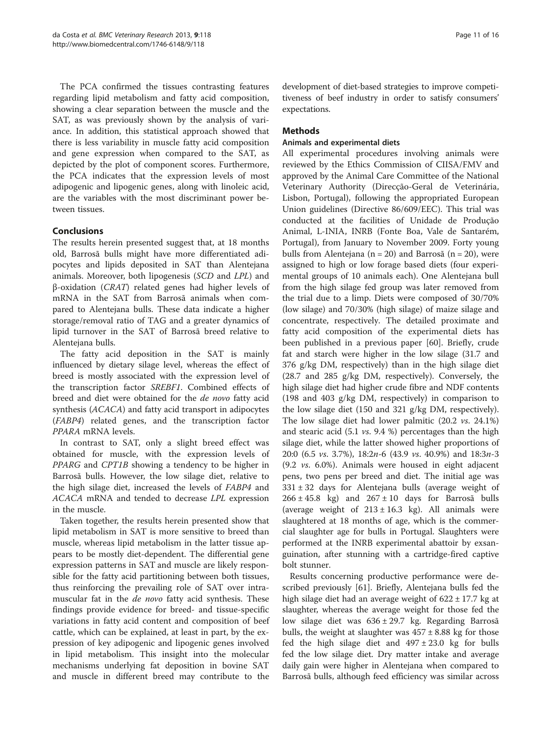The PCA confirmed the tissues contrasting features regarding lipid metabolism and fatty acid composition, showing a clear separation between the muscle and the SAT, as was previously shown by the analysis of variance. In addition, this statistical approach showed that there is less variability in muscle fatty acid composition and gene expression when compared to the SAT, as depicted by the plot of component scores. Furthermore, the PCA indicates that the expression levels of most adipogenic and lipogenic genes, along with linoleic acid, are the variables with the most discriminant power between tissues.

## Conclusions

The results herein presented suggest that, at 18 months old, Barrosã bulls might have more differentiated adipocytes and lipids deposited in SAT than Alentejana animals. Moreover, both lipogenesis (*SCD* and *LPL*) and β-oxidation (*CRAT*) related genes had higher levels of mRNA in the SAT from Barrosã animals when compared to Alentejana bulls. These data indicate a higher storage/removal ratio of TAG and a greater dynamics of lipid turnover in the SAT of Barrosã breed relative to Alentejana bulls.

The fatty acid deposition in the SAT is mainly influenced by dietary silage level, whereas the effect of breed is mostly associated with the expression level of the transcription factor *SREBF1*. Combined effects of breed and diet were obtained for the *de novo* fatty acid synthesis (*ACACA*) and fatty acid transport in adipocytes (*FABP4*) related genes, and the transcription factor *PPARA* mRNA levels.

In contrast to SAT, only a slight breed effect was obtained for muscle, with the expression levels of *PPARG* and *CPT1B* showing a tendency to be higher in Barrosã bulls. However, the low silage diet, relative to the high silage diet, increased the levels of *FABP4* and *ACACA* mRNA and tended to decrease *LPL* expression in the muscle.

Taken together, the results herein presented show that lipid metabolism in SAT is more sensitive to breed than muscle, whereas lipid metabolism in the latter tissue appears to be mostly diet-dependent. The differential gene expression patterns in SAT and muscle are likely responsible for the fatty acid partitioning between both tissues, thus reinforcing the prevailing role of SAT over intramuscular fat in the *de novo* fatty acid synthesis. These findings provide evidence for breed- and tissue-specific variations in fatty acid content and composition of beef cattle, which can be explained, at least in part, by the expression of key adipogenic and lipogenic genes involved in lipid metabolism. This insight into the molecular mechanisms underlying fat deposition in bovine SAT and muscle in different breed may contribute to the development of diet-based strategies to improve competitiveness of beef industry in order to satisfy consumers' expectations.

## Methods

### Animals and experimental diets

All experimental procedures involving animals were reviewed by the Ethics Commission of CIISA/FMV and approved by the Animal Care Committee of the National Veterinary Authority (Direcção-Geral de Veterinária, Lisbon, Portugal), following the appropriated European Union guidelines (Directive 86/609/EEC). This trial was conducted at the facilities of Unidade de Produção Animal, L-INIA, INRB (Fonte Boa, Vale de Santarém, Portugal), from January to November 2009. Forty young bulls from Alentejana (n = 20) and Barrosã (n = 20), were assigned to high or low forage based diets (four experimental groups of 10 animals each). One Alentejana bull from the high silage fed group was later removed from the trial due to a limp. Diets were composed of 30/70% (low silage) and 70/30% (high silage) of maize silage and concentrate, respectively. The detailed proximate and fatty acid composition of the experimental diets has been published in a previous paper [60]. Briefly, crude fat and starch were higher in the low silage (31.7 and 376 g/kg DM, respectively) than in the high silage diet (28.7 and 285 g/kg DM, respectively). Conversely, the high silage diet had higher crude fibre and NDF contents (198 and 403 g/kg DM, respectively) in comparison to the low silage diet (150 and 321 g/kg DM, respectively). The low silage diet had lower palmitic (20.2 *vs.* 24.1%) and stearic acid (5.1 *vs.* 9.4 %) percentages than the high silage diet, while the latter showed higher proportions of 20:0 (6.5 *vs.* 3.7%), 18:2*n*-6 (43.9 *vs.* 40.9%) and 18:3*n*-3 (9.2 *vs.* 6.0%). Animals were housed in eight adjacent pens, two pens per breed and diet. The initial age was 331 ± 32 days for Alentejana bulls (average weight of 266 ± 45.8 kg) and 267 ± 10 days for Barrosã bulls (average weight of 213 ± 16.3 kg). All animals were slaughtered at 18 months of age, which is the commercial slaughter age for bulls in Portugal. Slaughters were performed at the INRB experimental abattoir by exsanguination, after stunning with a cartridge-fired captive bolt stunner.

Results concerning productive performance were described previously [61]. Briefly, Alentejana bulls fed the high silage diet had an average weight of 622 ± 17.7 kg at slaughter, whereas the average weight for those fed the low silage diet was 636 ± 29.7 kg. Regarding Barrosã bulls, the weight at slaughter was 457 ± 8.88 kg for those fed the high silage diet and 497 ± 23.0 kg for bulls fed the low silage diet. Dry matter intake and average daily gain were higher in Alentejana when compared to Barrosã bulls, although feed efficiency was similar across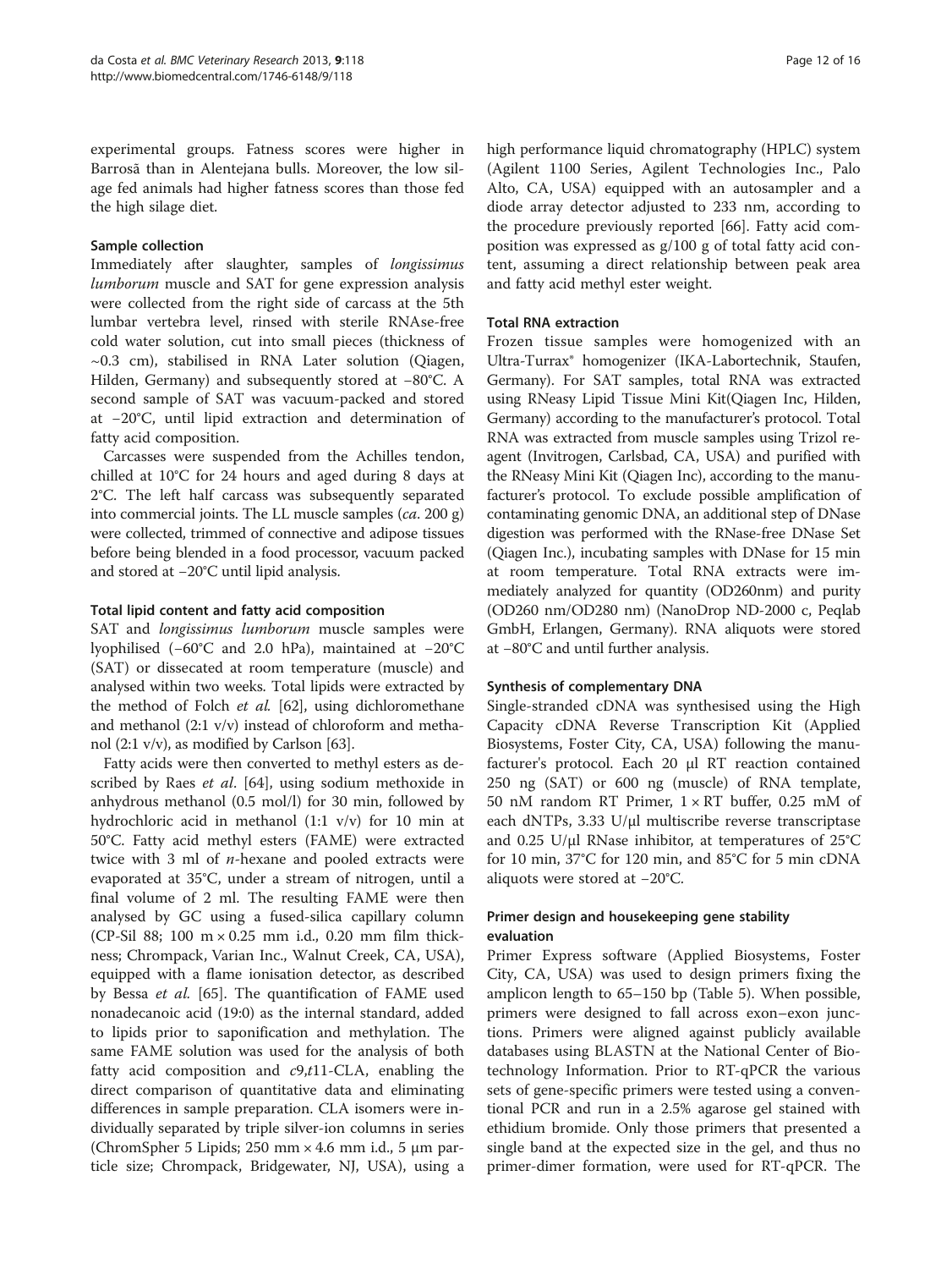experimental groups. Fatness scores were higher in Barrosã than in Alentejana bulls. Moreover, the low silage fed animals had higher fatness scores than those fed the high silage diet.

### Sample collection

Immediately after slaughter, samples of *longissimus lumborum* muscle and SAT for gene expression analysis were collected from the right side of carcass at the 5th lumbar vertebra level, rinsed with sterile RNAse-free cold water solution, cut into small pieces (thickness of ~0.3 cm), stabilised in RNA Later solution (Qiagen, Hilden, Germany) and subsequently stored at −80°C. A second sample of SAT was vacuum-packed and stored at −20°C, until lipid extraction and determination of fatty acid composition.

Carcasses were suspended from the Achilles tendon, chilled at 10°C for 24 hours and aged during 8 days at 2°C. The left half carcass was subsequently separated into commercial joints. The LL muscle samples (*ca*. 200 g) were collected, trimmed of connective and adipose tissues before being blended in a food processor, vacuum packed and stored at −20°C until lipid analysis.

### Total lipid content and fatty acid composition

SAT and *longissimus lumborum* muscle samples were lyophilised (−60°C and 2.0 hPa), maintained at −20°C (SAT) or dissecated at room temperature (muscle) and analysed within two weeks. Total lipids were extracted by the method of Folch *et al.* [62], using dichloromethane and methanol (2:1 v/v) instead of chloroform and methanol (2:1 v/v), as modified by Carlson [63].

Fatty acids were then converted to methyl esters as described by Raes *et al*. [64], using sodium methoxide in anhydrous methanol (0.5 mol/l) for 30 min, followed by hydrochloric acid in methanol (1:1 v/v) for 10 min at 50°C. Fatty acid methyl esters (FAME) were extracted twice with 3 ml of *n*-hexane and pooled extracts were evaporated at 35°C, under a stream of nitrogen, until a final volume of 2 ml. The resulting FAME were then analysed by GC using a fused-silica capillary column (CP-Sil 88; 100 m × 0.25 mm i.d., 0.20 mm film thickness; Chrompack, Varian Inc., Walnut Creek, CA, USA), equipped with a flame ionisation detector, as described by Bessa *et al.* [65]. The quantification of FAME used nonadecanoic acid (19:0) as the internal standard, added to lipids prior to saponification and methylation. The same FAME solution was used for the analysis of both fatty acid composition and *c*9,*t*11-CLA, enabling the direct comparison of quantitative data and eliminating differences in sample preparation. CLA isomers were individually separated by triple silver-ion columns in series (ChromSpher 5 Lipids; 250 mm × 4.6 mm i.d., 5 μm particle size; Chrompack, Bridgewater, NJ, USA), using a high performance liquid chromatography (HPLC) system (Agilent 1100 Series, Agilent Technologies Inc., Palo Alto, CA, USA) equipped with an autosampler and a diode array detector adjusted to 233 nm, according to the procedure previously reported [66]. Fatty acid composition was expressed as g/100 g of total fatty acid content, assuming a direct relationship between peak area and fatty acid methyl ester weight.

### Total RNA extraction

Frozen tissue samples were homogenized with an Ultra-Turrax® homogenizer (IKA-Labortechnik, Staufen, Germany). For SAT samples, total RNA was extracted using RNeasy Lipid Tissue Mini Kit(Qiagen Inc, Hilden, Germany) according to the manufacturer's protocol. Total RNA was extracted from muscle samples using Trizol reagent (Invitrogen, Carlsbad, CA, USA) and purified with the RNeasy Mini Kit (Qiagen Inc), according to the manufacturer's protocol. To exclude possible amplification of contaminating genomic DNA, an additional step of DNase digestion was performed with the RNase-free DNase Set (Qiagen Inc.), incubating samples with DNase for 15 min at room temperature. Total RNA extracts were immediately analyzed for quantity (OD260nm) and purity (OD260 nm/OD280 nm) (NanoDrop ND-2000 c, Peqlab GmbH, Erlangen, Germany). RNA aliquots were stored at −80°C and until further analysis.

### Synthesis of complementary DNA

Single-stranded cDNA was synthesised using the High Capacity cDNA Reverse Transcription Kit (Applied Biosystems, Foster City, CA, USA) following the manufacturer's protocol. Each 20 μl RT reaction contained 250 ng (SAT) or 600 ng (muscle) of RNA template, 50 nM random RT Primer, 1 × RT buffer, 0.25 mM of each dNTPs, 3.33 U/μl multiscribe reverse transcriptase and 0.25 U/μl RNase inhibitor, at temperatures of 25°C for 10 min, 37°C for 120 min, and 85°C for 5 min cDNA aliquots were stored at −20°C.

### Primer design and housekeeping gene stability evaluation

Primer Express software (Applied Biosystems, Foster City, CA, USA) was used to design primers fixing the amplicon length to 65–150 bp (Table 5). When possible, primers were designed to fall across exon–exon junctions. Primers were aligned against publicly available databases using BLASTN at the National Center of Biotechnology Information. Prior to RT-qPCR the various sets of gene-specific primers were tested using a conventional PCR and run in a 2.5% agarose gel stained with ethidium bromide. Only those primers that presented a single band at the expected size in the gel, and thus no primer-dimer formation, were used for RT-qPCR. The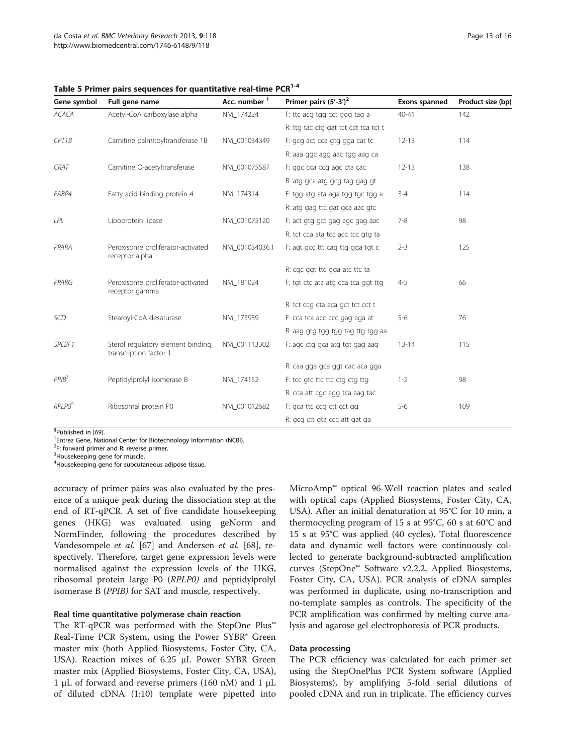**Table 5 Primer pairs sequences for quantitative real-time PCR[1-4]**

| Gene symbol | Full gene name | Acc. number [1] | Primer pairs (5′-3′)[2] | Exons spanned | Product size (bp) |
|---|---|---|---|---|---|
| *ACACA* | Acetyl-CoA carboxylase alpha | NM_174224 | F: ttc acg tgg cct ggg tag a | 40-41 | 142 |
| | | | R: ttg tac ctg gat tct cct tca tct t | | |
| *CPT1B* | Carnitine palmitoyltransferase 1B | NM_001034349 | F: gcg act cca gtg gga cat tc | 12-13 | 114 |
| | | | R: aaa ggc agg aac tgg aag ca | | |
| *CRAT* | Carnitine O-acetyltransferase | NM_001075587 | F: ggc cca ccg agc cta cac | 12-13 | 138 |
| | | | R: atg gca atg gcg tag gag gt | | |
| *FABP4* | Fatty acid-binding protein 4 | NM_174314 | F: tgg atg ata aga tgg tgc tgg a | 3-4 | 114 |
| | | | R: atg gag ttc gat gca aac gtc | | |
| *LPL* | Lipoprotein lipase | NM_001075120 | F: act gtg gct gag agc gag aac | 7-8 | 98 |
| | | | R: tct cca ata tcc acc tcc gtg ta | | |
| *PPARA* | Peroxisome proliferator-activated receptor alpha | NM_001034036.1 | F: agt gcc ttt cag ttg gga tgt c | 2-3 | 125 |
| | | | R: cgc ggt ttc gga atc ttc ta | | |
| *PPARG* | Peroxisome proliferator-activated receptor gamma | NM_181024 | F: tgt ctc ata atg cca tca ggt ttg | 4-5 | 66 |
| | | | R: tct ccg cta aca gct tct cct t | | |
| *SCD* | Stearoyl-CoA desaturase | NM_173959 | F: cca tca acc ccg gag aga at | 5-6 | 76 |
| | | | R: aag gtg tgg tgg tag ttg tgg aa | | |
| *SREBF1* | Sterol regulatory element binding transcription factor 1 | NM_001113302 | F: agc ctg gca atg tgt gag aag | 13-14 | 115 |
| | | | R: caa gga gca ggt cac aca gga | | |
| *PPIB*[3] | Peptidylprolyl isomerase B | NM_174152 | F: tcc gtc ttc ttc ctg ctg ttg | 1-2 | 98 |
| | | | R: cca att cgc agg tca aag tac | | |
| *RPLP0*[4] | Ribosomal protein P0 | NM_001012682 | F: gca ttc ccg ctt cct gg | 5-6 | 109 |
| | | | R: gcg ctt gta ccc att gat ga | | |

[§]Published in [69].
[1]Entrez Gene, National Center for Biotechnology Information (NCBI).
[2]F: forward primer and R: reverse primer.
[3]Housekeeping gene for muscle.
[4]Housekeeping gene for subcutaneous adipose tissue.

accuracy of primer pairs was also evaluated by the presence of a unique peak during the dissociation step at the end of RT-qPCR. A set of five candidate housekeeping genes (HKG) was evaluated using geNorm and NormFinder, following the procedures described by Vandesompele *et al.* [67] and Andersen *et al.* [68], respectively. Therefore, target gene expression levels were normalised against the expression levels of the HKG, ribosomal protein large P0 (*RPLP0)* and peptidylprolyl isomerase B (*PPIB)* for SAT and muscle, respectively.

#### Real time quantitative polymerase chain reaction

The RT-qPCR was performed with the StepOne Plus™ Real-Time PCR System, using the Power SYBR® Green master mix (both Applied Biosystems, Foster City, CA, USA). Reaction mixes of 6.25 μL Power SYBR Green master mix (Applied Biosystems, Foster City, CA, USA), 1 μL of forward and reverse primers (160 nM) and 1 μL of diluted cDNA (1:10) template were pipetted into MicroAmp™ optical 96-Well reaction plates and sealed with optical caps (Applied Biosystems, Foster City, CA, USA). After an initial denaturation at 95°C for 10 min, a thermocycling program of 15 s at 95°C, 60 s at 60°C and 15 s at 95°C was applied (40 cycles). Total fluorescence data and dynamic well factors were continuously collected to generate background-subtracted amplification curves (StepOne™ Software v2.2.2, Applied Biosystems, Foster City, CA, USA). PCR analysis of cDNA samples was performed in duplicate, using no-transcription and no-template samples as controls. The specificity of the PCR amplification was confirmed by melting curve analysis and agarose gel electrophoresis of PCR products.

#### Data processing

The PCR efficiency was calculated for each primer set using the StepOnePlus PCR System software (Applied Biosystems), by amplifying 5-fold serial dilutions of pooled cDNA and run in triplicate. The efficiency curves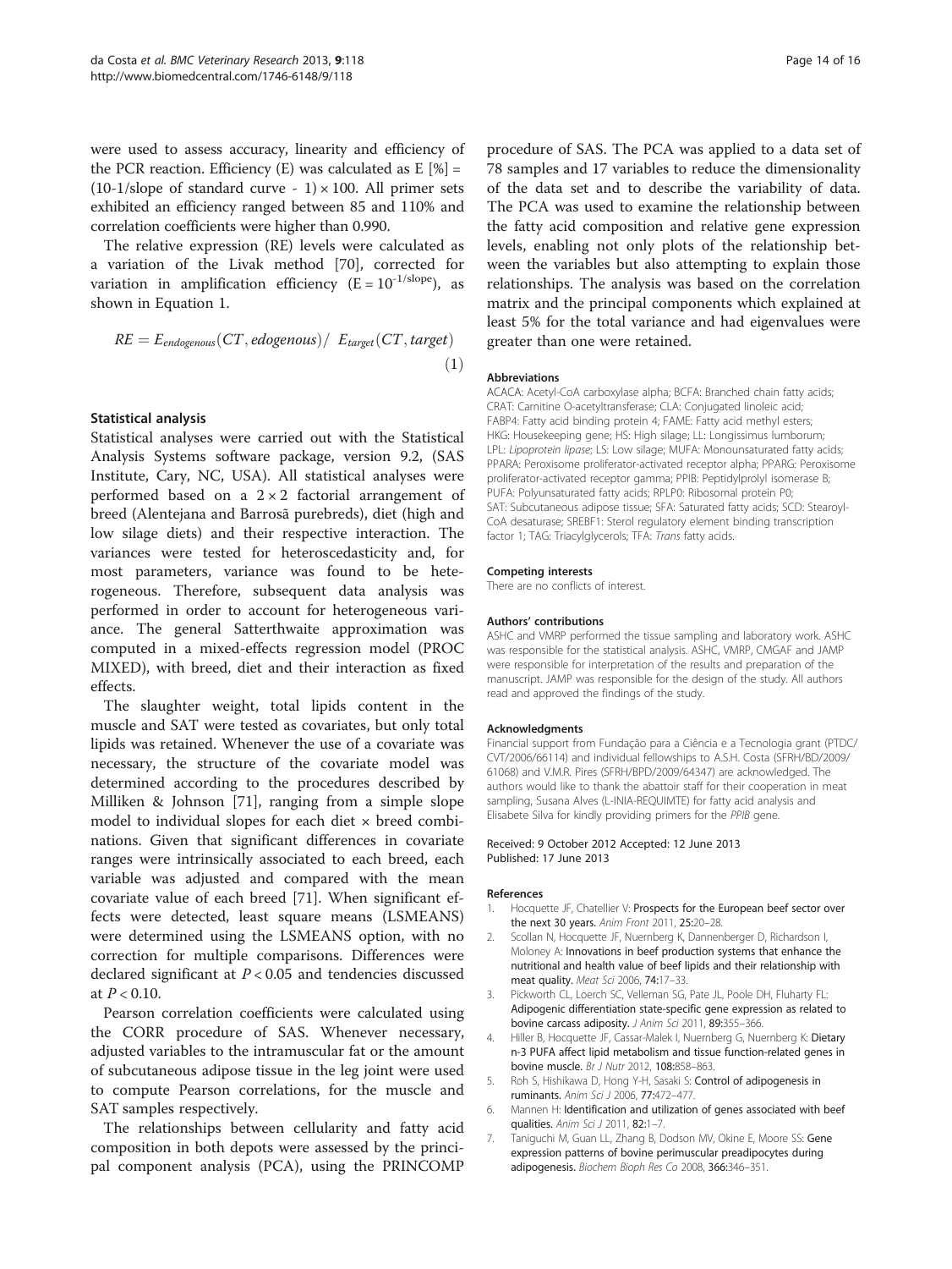were used to assess accuracy, linearity and efficiency of the PCR reaction. Efficiency (E) was calculated as E [%] = $(10^{-1/\text{slope of standard curve}} - 1) \times 100$. All primer sets exhibited an efficiency ranged between 85 and 110% and correlation coefficients were higher than 0.990.

The relative expression (RE) levels were calculated as a variation of the Livak method [70], corrected for variation in amplification efficiency ($E = 10^{-1/\text{slope}}$), as shown in Equation 1.

$$RE = E_{endogenous}(CT, edogenous) / \; E_{target}(CT, target) \tag{1}$$

### Statistical analysis

Statistical analyses were carried out with the Statistical Analysis Systems software package, version 9.2, (SAS Institute, Cary, NC, USA). All statistical analyses were performed based on a $2 \times 2$ factorial arrangement of breed (Alentejana and Barrosã purebreds), diet (high and low silage diets) and their respective interaction. The variances were tested for heteroscedasticity and, for most parameters, variance was found to be heterogeneous. Therefore, subsequent data analysis was performed in order to account for heterogeneous variance. The general Satterthwaite approximation was computed in a mixed-effects regression model (PROC MIXED), with breed, diet and their interaction as fixed effects.

The slaughter weight, total lipids content in the muscle and SAT were tested as covariates, but only total lipids was retained. Whenever the use of a covariate was necessary, the structure of the covariate model was determined according to the procedures described by Milliken & Johnson [71], ranging from a simple slope model to individual slopes for each diet × breed combinations. Given that significant differences in covariate ranges were intrinsically associated to each breed, each variable was adjusted and compared with the mean covariate value of each breed [71]. When significant effects were detected, least square means (LSMEANS) were determined using the LSMEANS option, with no correction for multiple comparisons. Differences were declared significant at $P < 0.05$ and tendencies discussed at $P < 0.10$.

Pearson correlation coefficients were calculated using the CORR procedure of SAS. Whenever necessary, adjusted variables to the intramuscular fat or the amount of subcutaneous adipose tissue in the leg joint were used to compute Pearson correlations, for the muscle and SAT samples respectively.

The relationships between cellularity and fatty acid composition in both depots were assessed by the principal component analysis (PCA), using the PRINCOMP procedure of SAS. The PCA was applied to a data set of 78 samples and 17 variables to reduce the dimensionality of the data set and to describe the variability of data. The PCA was used to examine the relationship between the fatty acid composition and relative gene expression levels, enabling not only plots of the relationship between the variables but also attempting to explain those relationships. The analysis was based on the correlation matrix and the principal components which explained at least 5% for the total variance and had eigenvalues were greater than one were retained.

#### Abbreviations

ACACA: Acetyl-CoA carboxylase alpha; BCFA: Branched chain fatty acids; CRAT: Carnitine O-acetyltransferase; CLA: Conjugated linoleic acid; FABP4: Fatty acid binding protein 4; FAME: Fatty acid methyl esters; HKG: Housekeeping gene; HS: High silage; LL: Longissimus lumborum; LPL: *Lipoprotein lipase*; LS: Low silage; MUFA: Monounsaturated fatty acids; PPARA: Peroxisome proliferator-activated receptor alpha; PPARG: Peroxisome proliferator-activated receptor gamma; PPIB: Peptidylprolyl isomerase B; PUFA: Polyunsaturated fatty acids; RPLP0: Ribosomal protein P0; SAT: Subcutaneous adipose tissue; SFA: Saturated fatty acids; SCD: Stearoyl-CoA desaturase; SREBF1: Sterol regulatory element binding transcription factor 1; TAG: Triacylglycerols; TFA: *Trans* fatty acids.

#### Competing interests

There are no conflicts of interest.

#### Authors' contributions

ASHC and VMRP performed the tissue sampling and laboratory work. ASHC was responsible for the statistical analysis. ASHC, VMRP, CMGAF and JAMP were responsible for interpretation of the results and preparation of the manuscript. JAMP was responsible for the design of the study. All authors read and approved the findings of the study.

#### Acknowledgments

Financial support from Fundação para a Ciência e a Tecnologia grant (PTDC/CVT/2006/66114) and individual fellowships to A.S.H. Costa (SFRH/BD/2009/61068) and V.M.R. Pires (SFRH/BPD/2009/64347) are acknowledged. The authors would like to thank the abattoir staff for their cooperation in meat sampling, Susana Alves (L-INIA-REQUIMTE) for fatty acid analysis and Elisabete Silva for kindly providing primers for the *PPIB* gene.

Received: 9 October 2012 Accepted: 12 June 2013
Published: 17 June 2013

#### References

1. Hocquette JF, Chatellier V: **Prospects for the European beef sector over the next 30 years.** *Anim Front* 2011, **25:**20–28.
2. Scollan N, Hocquette JF, Nuernberg K, Dannenberger D, Richardson I, Moloney A: **Innovations in beef production systems that enhance the nutritional and health value of beef lipids and their relationship with meat quality.** *Meat Sci* 2006, **74:**17–33.
3. Pickworth CL, Loerch SC, Velleman SG, Pate JL, Poole DH, Fluharty FL: **Adipogenic differentiation state-specific gene expression as related to bovine carcass adiposity.** *J Anim Sci* 2011, **89:**355–366.
4. Hiller B, Hocquette JF, Cassar-Malek I, Nuernberg G, Nuernberg K: **Dietary n-3 PUFA affect lipid metabolism and tissue function-related genes in bovine muscle.** *Br J Nutr* 2012, **108:**858–863.
5. Roh S, Hishikawa D, Hong Y-H, Sasaki S: **Control of adipogenesis in ruminants.** *Anim Sci J* 2006, **77:**472–477.
6. Mannen H: **Identification and utilization of genes associated with beef qualities.** *Anim Sci J* 2011, **82:**1–7.
7. Taniguchi M, Guan LL, Zhang B, Dodson MV, Okine E, Moore SS: **Gene expression patterns of bovine perimuscular preadipocytes during adipogenesis.** *Biochem Bioph Res Co* 2008, **366:**346–351.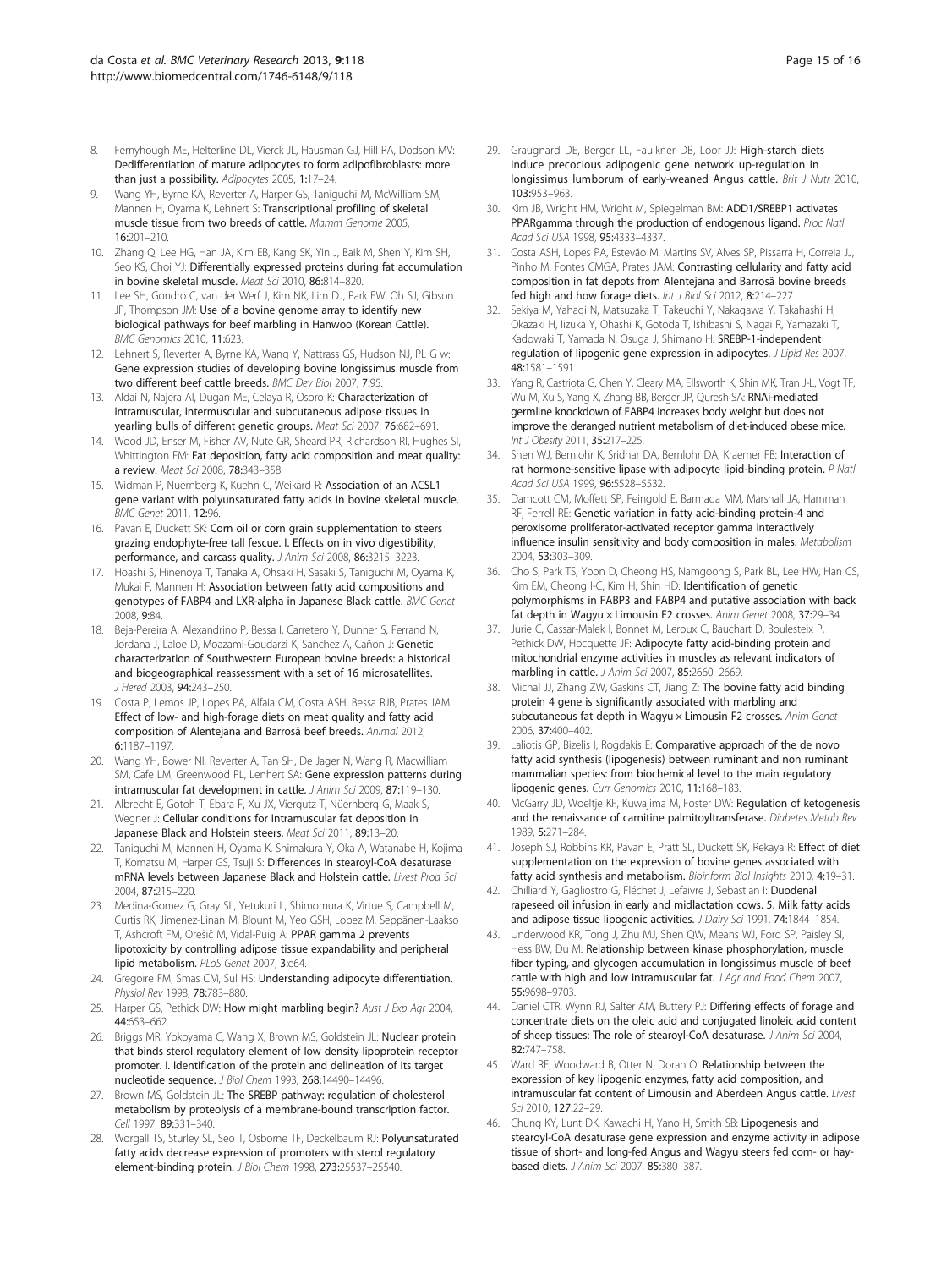8. Fernyhough ME, Helterline DL, Vierck JL, Hausman GJ, Hill RA, Dodson MV: Dedifferentiation of mature adipocytes to form adipofibroblasts: more than just a possibility. *Adipocytes* 2005, **1**:17–24.
9. Wang YH, Byrne KA, Reverter A, Harper GS, Taniguchi M, McWilliam SM, Mannen H, Oyama K, Lehnert S: Transcriptional profiling of skeletal muscle tissue from two breeds of cattle. *Mamm Genome* 2005, **16**:201–210.
10. Zhang Q, Lee HG, Han JA, Kim EB, Kang SK, Yin J, Baik M, Shen Y, Kim SH, Seo KS, Choi YJ: Differentially expressed proteins during fat accumulation in bovine skeletal muscle. *Meat Sci* 2010, **86**:814–820.
11. Lee SH, Gondro C, van der Werf J, Kim NK, Lim DJ, Park EW, Oh SJ, Gibson JP, Thompson JM: Use of a bovine genome array to identify new biological pathways for beef marbling in Hanwoo (Korean Cattle). *BMC Genomics* 2010, **11**:623.
12. Lehnert S, Reverter A, Byrne KA, Wang Y, Nattrass GS, Hudson NJ, PL G w: Gene expression studies of developing bovine longissimus muscle from two different beef cattle breeds. *BMC Dev Biol* 2007, **7**:95.
13. Aldai N, Najera AI, Dugan ME, Celaya R, Osoro K: Characterization of intramuscular, intermuscular and subcutaneous adipose tissues in yearling bulls of different genetic groups. *Meat Sci* 2007, **76**:682–691.
14. Wood JD, Enser M, Fisher AV, Nute GR, Sheard PR, Richardson RI, Hughes SI, Whittington FM: Fat deposition, fatty acid composition and meat quality: a review. *Meat Sci* 2008, **78**:343–358.
15. Widman P, Nuernberg K, Kuehn C, Weikard R: Association of an ACSL1 gene variant with polyunsaturated fatty acids in bovine skeletal muscle. *BMC Genet* 2011, **12**:96.
16. Pavan E, Duckett SK: Corn oil or corn grain supplementation to steers grazing endophyte-free tall fescue. I. Effects on in vivo digestibility, performance, and carcass quality. *J Anim Sci* 2008, **86**:3215–3223.
17. Hoashi S, Hinenoya T, Tanaka A, Ohsaki H, Sasaki S, Taniguchi M, Oyama K, Mukai F, Mannen H: Association between fatty acid compositions and genotypes of FABP4 and LXR-alpha in Japanese Black cattle. *BMC Genet* 2008, **9**:84.
18. Beja-Pereira A, Alexandrino P, Bessa I, Carretero Y, Dunner S, Ferrand N, Jordana J, Laloe D, Moazami-Goudarzi K, Sanchez A, Cañon J: Genetic characterization of Southwestern European bovine breeds: a historical and biogeographical reassessment with a set of 16 microsatellites. *J Hered* 2003, **94**:243–250.
19. Costa P, Lemos JP, Lopes PA, Alfaia CM, Costa ASH, Bessa RJB, Prates JAM: Effect of low- and high-forage diets on meat quality and fatty acid composition of Alentejana and Barrosã beef breeds. *Animal* 2012, **6**:1187–1197.
20. Wang YH, Bower NI, Reverter A, Tan SH, De Jager N, Wang R, Macwilliam SM, Cafe LM, Greenwood PL, Lenhert SA: Gene expression patterns during intramuscular fat development in cattle. *J Anim Sci* 2009, **87**:119–130.
21. Albrecht E, Gotoh T, Ebara F, Xu JX, Viergutz T, Nüernberg G, Maak S, Wegner J: Cellular conditions for intramuscular fat deposition in Japanese Black and Holstein steers. *Meat Sci* 2011, **89**:13–20.
22. Taniguchi M, Mannen H, Oyama K, Shimakura Y, Oka A, Watanabe H, Kojima T, Komatsu M, Harper GS, Tsuji S: Differences in stearoyl-CoA desaturase mRNA levels between Japanese Black and Holstein cattle. *Livest Prod Sci* 2004, **87**:215–220.
23. Medina-Gomez G, Gray SL, Yetukuri L, Shimomura K, Virtue S, Campbell M, Curtis RK, Jimenez-Linan M, Blount M, Yeo GSH, Lopez M, Seppänen-Laakso T, Ashcroft FM, Orešič M, Vidal-Puig A: PPAR gamma 2 prevents lipotoxicity by controlling adipose tissue expandability and peripheral lipid metabolism. *PLoS Genet* 2007, **3**:e64.
24. Gregoire FM, Smas CM, Sul HS: Understanding adipocyte differentiation. *Physiol Rev* 1998, **78**:783–880.
25. Harper GS, Pethick DW: How might marbling begin? *Aust J Exp Agr* 2004, **44**:653–662.
26. Briggs MR, Yokoyama C, Wang X, Brown MS, Goldstein JL: Nuclear protein that binds sterol regulatory element of low density lipoprotein receptor promoter. I. Identification of the protein and delineation of its target nucleotide sequence. *J Biol Chem* 1993, **268**:14490–14496.
27. Brown MS, Goldstein JL: The SREBP pathway: regulation of cholesterol metabolism by proteolysis of a membrane-bound transcription factor. *Cell* 1997, **89**:331–340.
28. Worgall TS, Sturley SL, Seo T, Osborne TF, Deckelbaum RJ: Polyunsaturated fatty acids decrease expression of promoters with sterol regulatory element-binding protein. *J Biol Chem* 1998, **273**:25537–25540.
29. Graugnard DE, Berger LL, Faulkner DB, Loor JJ: High-starch diets induce precocious adipogenic gene network up-regulation in longissimus lumborum of early-weaned Angus cattle. *Brit J Nutr* 2010, **103**:953–963.
30. Kim JB, Wright HM, Wright M, Spiegelman BM: ADD1/SREBP1 activates PPARgamma through the production of endogenous ligand. *Proc Natl Acad Sci USA* 1998, **95**:4333–4337.
31. Costa ASH, Lopes PA, Estevão M, Martins SV, Alves SP, Pissarra H, Correia JJ, Pinho M, Fontes CMGA, Prates JAM: Contrasting cellularity and fatty acid composition in fat depots from Alentejana and Barrosã bovine breeds fed high and how forage diets. *Int J Biol Sci* 2012, **8**:214–227.
32. Sekiya M, Yahagi N, Matsuzaka T, Takeuchi Y, Nakagawa Y, Takahashi H, Okazaki H, Iizuka Y, Ohashi K, Gotoda T, Ishibashi S, Nagai R, Yamazaki T, Kadowaki T, Yamada N, Osuga J, Shimano H: SREBP-1-independent regulation of lipogenic gene expression in adipocytes. *J Lipid Res* 2007, **48**:1581–1591.
33. Yang R, Castriota G, Chen Y, Cleary MA, Ellsworth K, Shin MK, Tran J-L, Vogt TF, Wu M, Xu S, Yang X, Zhang BB, Berger JP, Quresh SA: RNAi-mediated germline knockdown of FABP4 increases body weight but does not improve the deranged nutrient metabolism of diet-induced obese mice. *Int J Obesity* 2011, **35**:217–225.
34. Shen WJ, Bernlohr K, Sridhar DA, Bernlohr DA, Kraemer FB: Interaction of rat hormone-sensitive lipase with adipocyte lipid-binding protein. *P Natl Acad Sci USA* 1999, **96**:5528–5532.
35. Damcott CM, Moffett SP, Feingold E, Barmada MM, Marshall JA, Hamman RF, Ferrell RE: Genetic variation in fatty acid-binding protein-4 and peroxisome proliferator-activated receptor gamma interactively influence insulin sensitivity and body composition in males. *Metabolism* 2004, **53**:303–309.
36. Cho S, Park TS, Yoon D, Cheong HS, Namgoong S, Park BL, Lee HW, Han CS, Kim EM, Cheong I-C, Kim H, Shin HD: Identification of genetic polymorphisms in FABP3 and FABP4 and putative association with back fat depth in Wagyu × Limousin F2 crosses. *Anim Genet* 2008, **37**:29–34.
37. Jurie C, Cassar-Malek I, Bonnet M, Leroux C, Bauchart D, Boulesteix P, Pethick DW, Hocquette JF: Adipocyte fatty acid-binding protein and mitochondrial enzyme activities in muscles as relevant indicators of marbling in cattle. *J Anim Sci* 2007, **85**:2660–2669.
38. Michal JJ, Zhang ZW, Gaskins CT, Jiang Z: The bovine fatty acid binding protein 4 gene is significantly associated with marbling and subcutaneous fat depth in Wagyu × Limousin F2 crosses. *Anim Genet* 2006, **37**:400–402.
39. Laliotis GP, Bizelis I, Rogdakis E: Comparative approach of the de novo fatty acid synthesis (lipogenesis) between ruminant and non ruminant mammalian species: from biochemical level to the main regulatory lipogenic genes. *Curr Genomics* 2010, **11**:168–183.
40. McGarry JD, Woeltje KF, Kuwajima M, Foster DW: Regulation of ketogenesis and the renaissance of carnitine palmitoyltransferase. *Diabetes Metab Rev* 1989, **5**:271–284.
41. Joseph SJ, Robbins KR, Pavan E, Pratt SL, Duckett SK, Rekaya R: Effect of diet supplementation on the expression of bovine genes associated with fatty acid synthesis and metabolism. *Bioinform Biol Insights* 2010, **4**:19–31.
42. Chilliard Y, Gagliostro G, Fléchet J, Lefaivre J, Sebastian I: Duodenal rapeseed oil infusion in early and midlactation cows. 5. Milk fatty acids and adipose tissue lipogenic activities. *J Dairy Sci* 1991, **74**:1844–1854.
43. Underwood KR, Tong J, Zhu MJ, Shen QW, Means WJ, Ford SP, Paisley SI, Hess BW, Du M: Relationship between kinase phosphorylation, muscle fiber typing, and glycogen accumulation in longissimus muscle of beef cattle with high and low intramuscular fat. *J Agr and Food Chem* 2007, **55**:9698–9703.
44. Daniel CTR, Wynn RJ, Salter AM, Buttery PJ: Differing effects of forage and concentrate diets on the oleic acid and conjugated linoleic acid content of sheep tissues: The role of stearoyl-CoA desaturase. *J Anim Sci* 2004, **82**:747–758.
45. Ward RE, Woodward B, Otter N, Doran O: Relationship between the expression of key lipogenic enzymes, fatty acid composition, and intramuscular fat content of Limousin and Aberdeen Angus cattle. *Livest Sci* 2010, **127**:22–29.
46. Chung KY, Lunt DK, Kawachi H, Yano H, Smith SB: Lipogenesis and stearoyl-CoA desaturase gene expression and enzyme activity in adipose tissue of short- and long-fed Angus and Wagyu steers fed corn- or hay-based diets. *J Anim Sci* 2007, **85**:380–387.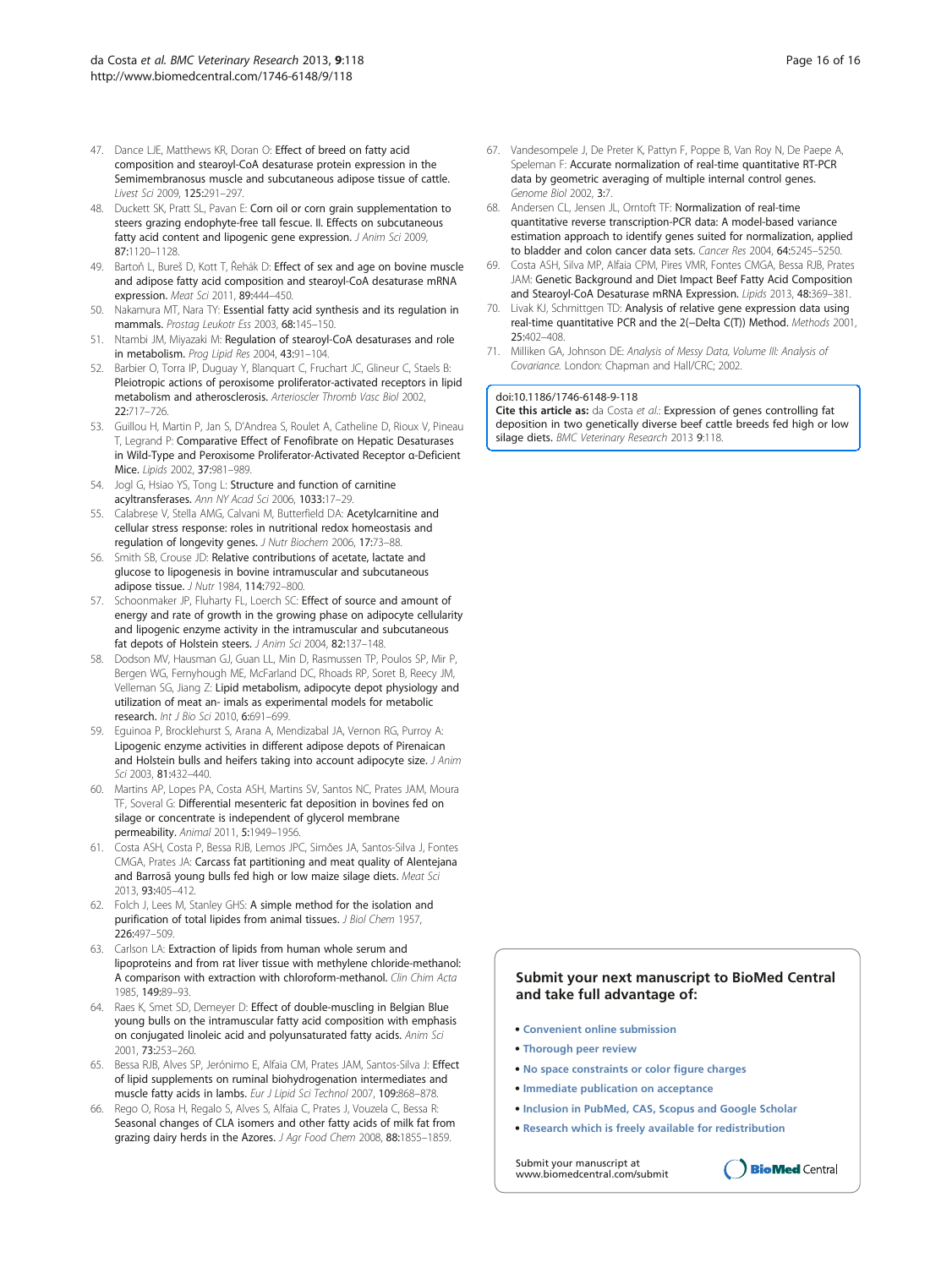47. Dance LJE, Matthews KR, Doran O: Effect of breed on fatty acid composition and stearoyl-CoA desaturase protein expression in the Semimembranosus muscle and subcutaneous adipose tissue of cattle. *Livest Sci* 2009, 125:291–297.
48. Duckett SK, Pratt SL, Pavan E: Corn oil or corn grain supplementation to steers grazing endophyte-free tall fescue. II. Effects on subcutaneous fatty acid content and lipogenic gene expression. *J Anim Sci* 2009, 87:1120–1128.
49. Bartoň L, Bureš D, Kott T, Řehák D: Effect of sex and age on bovine muscle and adipose fatty acid composition and stearoyl-CoA desaturase mRNA expression. *Meat Sci* 2011, 89:444–450.
50. Nakamura MT, Nara TY: Essential fatty acid synthesis and its regulation in mammals. *Prostag Leukotr Ess* 2003, 68:145–150.
51. Ntambi JM, Miyazaki M: Regulation of stearoyl-CoA desaturases and role in metabolism. *Prog Lipid Res* 2004, 43:91–104.
52. Barbier O, Torra IP, Duguay Y, Blanquart C, Fruchart JC, Glineur C, Staels B: Pleiotropic actions of peroxisome proliferator-activated receptors in lipid metabolism and atherosclerosis. *Arterioscler Thromb Vasc Biol* 2002, 22:717–726.
53. Guillou H, Martin P, Jan S, D'Andrea S, Roulet A, Catheline D, Rioux V, Pineau T, Legrand P: Comparative Effect of Fenofibrate on Hepatic Desaturases in Wild-Type and Peroxisome Proliferator-Activated Receptor α-Deficient Mice. *Lipids* 2002, 37:981–989.
54. Jogl G, Hsiao YS, Tong L: Structure and function of carnitine acyltransferases. *Ann NY Acad Sci* 2006, 1033:17–29.
55. Calabrese V, Stella AMG, Calvani M, Butterfield DA: Acetylcarnitine and cellular stress response: roles in nutritional redox homeostasis and regulation of longevity genes. *J Nutr Biochem* 2006, 17:73–88.
56. Smith SB, Crouse JD: Relative contributions of acetate, lactate and glucose to lipogenesis in bovine intramuscular and subcutaneous adipose tissue. *J Nutr* 1984, 114:792–800.
57. Schoonmaker JP, Fluharty FL, Loerch SC: Effect of source and amount of energy and rate of growth in the growing phase on adipocyte cellularity and lipogenic enzyme activity in the intramuscular and subcutaneous fat depots of Holstein steers. *J Anim Sci* 2004, 82:137–148.
58. Dodson MV, Hausman GJ, Guan LL, Min D, Rasmussen TP, Poulos SP, Mir P, Bergen WG, Fernyhough ME, McFarland DC, Rhoads RP, Soret B, Reecy JM, Velleman SG, Jiang Z: Lipid metabolism, adipocyte depot physiology and utilization of meat an- imals as experimental models for metabolic research. *Int J Bio Sci* 2010, 6:691–699.
59. Eguinoa P, Brocklehurst S, Arana A, Mendizabal JA, Vernon RG, Purroy A: Lipogenic enzyme activities in different adipose depots of Pirenaican and Holstein bulls and heifers taking into account adipocyte size. *J Anim Sci* 2003, 81:432–440.
60. Martins AP, Lopes PA, Costa ASH, Martins SV, Santos NC, Prates JAM, Moura TF, Soveral G: Differential mesenteric fat deposition in bovines fed on silage or concentrate is independent of glycerol membrane permeability. *Animal* 2011, 5:1949–1956.
61. Costa ASH, Costa P, Bessa RJB, Lemos JPC, Simões JA, Santos-Silva J, Fontes CMGA, Prates JA: Carcass fat partitioning and meat quality of Alentejana and Barrosã young bulls fed high or low maize silage diets. *Meat Sci* 2013, 93:405–412.
62. Folch J, Lees M, Stanley GHS: A simple method for the isolation and purification of total lipides from animal tissues. *J Biol Chem* 1957, 226:497–509.
63. Carlson LA: Extraction of lipids from human whole serum and lipoproteins and from rat liver tissue with methylene chloride-methanol: A comparison with extraction with chloroform-methanol. *Clin Chim Acta* 1985, 149:89–93.
64. Raes K, Smet SD, Demeyer D: Effect of double-muscling in Belgian Blue young bulls on the intramuscular fatty acid composition with emphasis on conjugated linoleic acid and polyunsaturated fatty acids. *Anim Sci* 2001, 73:253–260.
65. Bessa RJB, Alves SP, Jerónimo E, Alfaia CM, Prates JAM, Santos-Silva J: Effect of lipid supplements on ruminal biohydrogenation intermediates and muscle fatty acids in lambs. *Eur J Lipid Sci Technol* 2007, 109:868–878.
66. Rego O, Rosa H, Regalo S, Alves S, Alfaia C, Prates J, Vouzela C, Bessa R: Seasonal changes of CLA isomers and other fatty acids of milk fat from grazing dairy herds in the Azores. *J Agr Food Chem* 2008, 88:1855–1859.
67. Vandesompele J, De Preter K, Pattyn F, Poppe B, Van Roy N, De Paepe A, Speleman F: Accurate normalization of real-time quantitative RT-PCR data by geometric averaging of multiple internal control genes. *Genome Biol* 2002, 3:7.
68. Andersen CL, Jensen JL, Orntoft TF: Normalization of real-time quantitative reverse transcription-PCR data: A model-based variance estimation approach to identify genes suited for normalization, applied to bladder and colon cancer data sets. *Cancer Res* 2004, 64:5245–5250.
69. Costa ASH, Silva MP, Alfaia CPM, Pires VMR, Fontes CMGA, Bessa RJB, Prates JAM: Genetic Background and Diet Impact Beef Fatty Acid Composition and Stearoyl-CoA Desaturase mRNA Expression. *Lipids* 2013, 48:369–381.
70. Livak KJ, Schmittgen TD: Analysis of relative gene expression data using real-time quantitative PCR and the 2(−Delta C(T)) Method. *Methods* 2001, 25:402–408.
71. Milliken GA, Johnson DE: *Analysis of Messy Data, Volume III: Analysis of Covariance.* London: Chapman and Hall/CRC; 2002.

doi:10.1186/1746-6148-9-118

**Cite this article as:** da Costa *et al.*: Expression of genes controlling fat deposition in two genetically diverse beef cattle breeds fed high or low silage diets. *BMC Veterinary Research* 2013 **9**:118.

**Submit your next manuscript to BioMed Central and take full advantage of:**

- Convenient online submission
- Thorough peer review
- No space constraints or color figure charges
- Immediate publication on acceptance
- Inclusion in PubMed, CAS, Scopus and Google Scholar
- Research which is freely available for redistribution

Submit your manuscript at www.biomedcentral.com/submit

BioMed Central